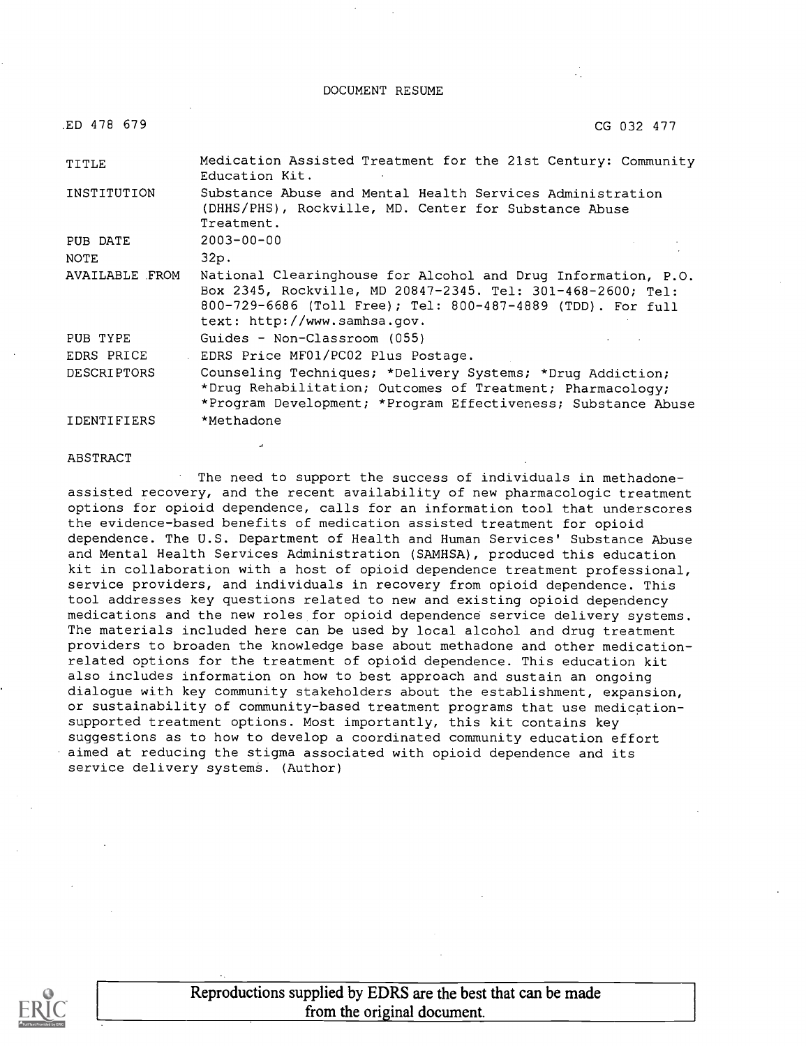DOCUMENT RESUME

| | |
|---|---|
| ED 478 679 | CG 032 477 |
| TITLE | Medication Assisted Treatment for the 21st Century: Community Education Kit. |
| INSTITUTION | Substance Abuse and Mental Health Services Administration (DHHS/PHS), Rockville, MD. Center for Substance Abuse Treatment. |
| PUB DATE | 2003-00-00 |
| NOTE | 32p. |
| AVAILABLE FROM | National Clearinghouse for Alcohol and Drug Information, P.O. Box 2345, Rockville, MD 20847-2345. Tel: 301-468-2600; Tel: 800-729-6686 (Toll Free); Tel: 800-487-4889 (TDD). For full text: http://www.samhsa.gov. |
| PUB TYPE | Guides - Non-Classroom (055) |
| EDRS PRICE | EDRS Price MF01/PC02 Plus Postage. |
| DESCRIPTORS | Counseling Techniques; *Delivery Systems; *Drug Addiction; *Drug Rehabilitation; Outcomes of Treatment; Pharmacology; *Program Development; *Program Effectiveness; Substance Abuse |
| IDENTIFIERS | *Methadone |

ABSTRACT

The need to support the success of individuals in methadone-assisted recovery, and the recent availability of new pharmacologic treatment options for opioid dependence, calls for an information tool that underscores the evidence-based benefits of medication assisted treatment for opioid dependence. The U.S. Department of Health and Human Services' Substance Abuse and Mental Health Services Administration (SAMHSA), produced this education kit in collaboration with a host of opioid dependence treatment professional, service providers, and individuals in recovery from opioid dependence. This tool addresses key questions related to new and existing opioid dependency medications and the new roles for opioid dependence service delivery systems. The materials included here can be used by local alcohol and drug treatment providers to broaden the knowledge base about methadone and other medication-related options for the treatment of opioid dependence. This education kit also includes information on how to best approach and sustain an ongoing dialogue with key community stakeholders about the establishment, expansion, or sustainability of community-based treatment programs that use medication-supported treatment options. Most importantly, this kit contains key suggestions as to how to develop a coordinated community education effort aimed at reducing the stigma associated with opioid dependence and its service delivery systems. (Author)

Reproductions supplied by EDRS are the best that can be made from the original document.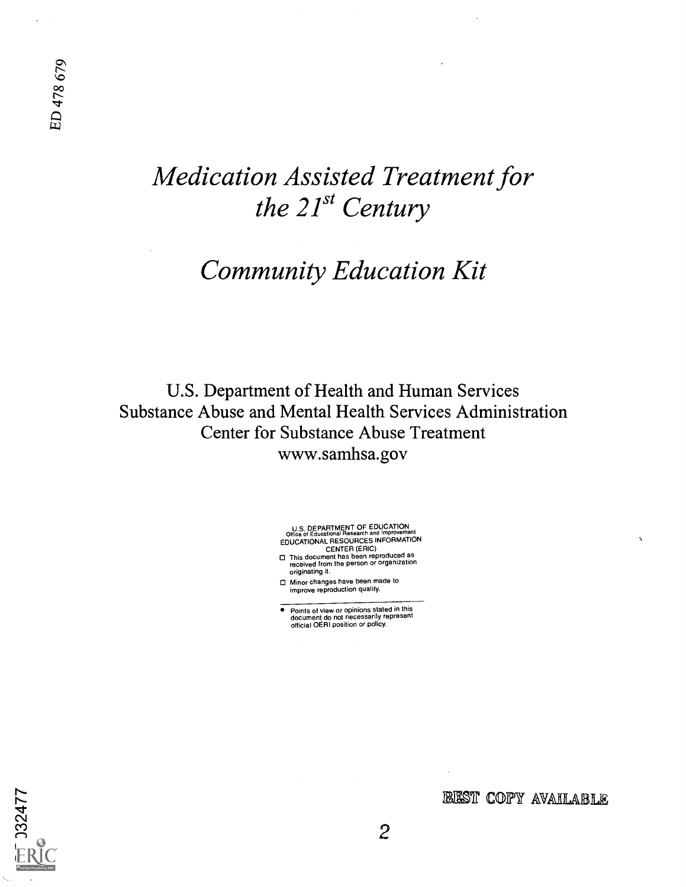ED 478 679

# *Medication Assisted Treatment for the 21st Century*

# *Community Education Kit*

U.S. Department of Health and Human Services
Substance Abuse and Mental Health Services Administration
Center for Substance Abuse Treatment
www.samhsa.gov

U.S. DEPARTMENT OF EDUCATION
Office of Educational Research and Improvement
EDUCATIONAL RESOURCES INFORMATION CENTER (ERIC)

- This document has been reproduced as received from the person or organization originating it.
- Minor changes have been made to improve reproduction quality.

- Points of view or opinions stated in this document do not necessarily represent official OERI position or policy.

BEST COPY AVAILABLE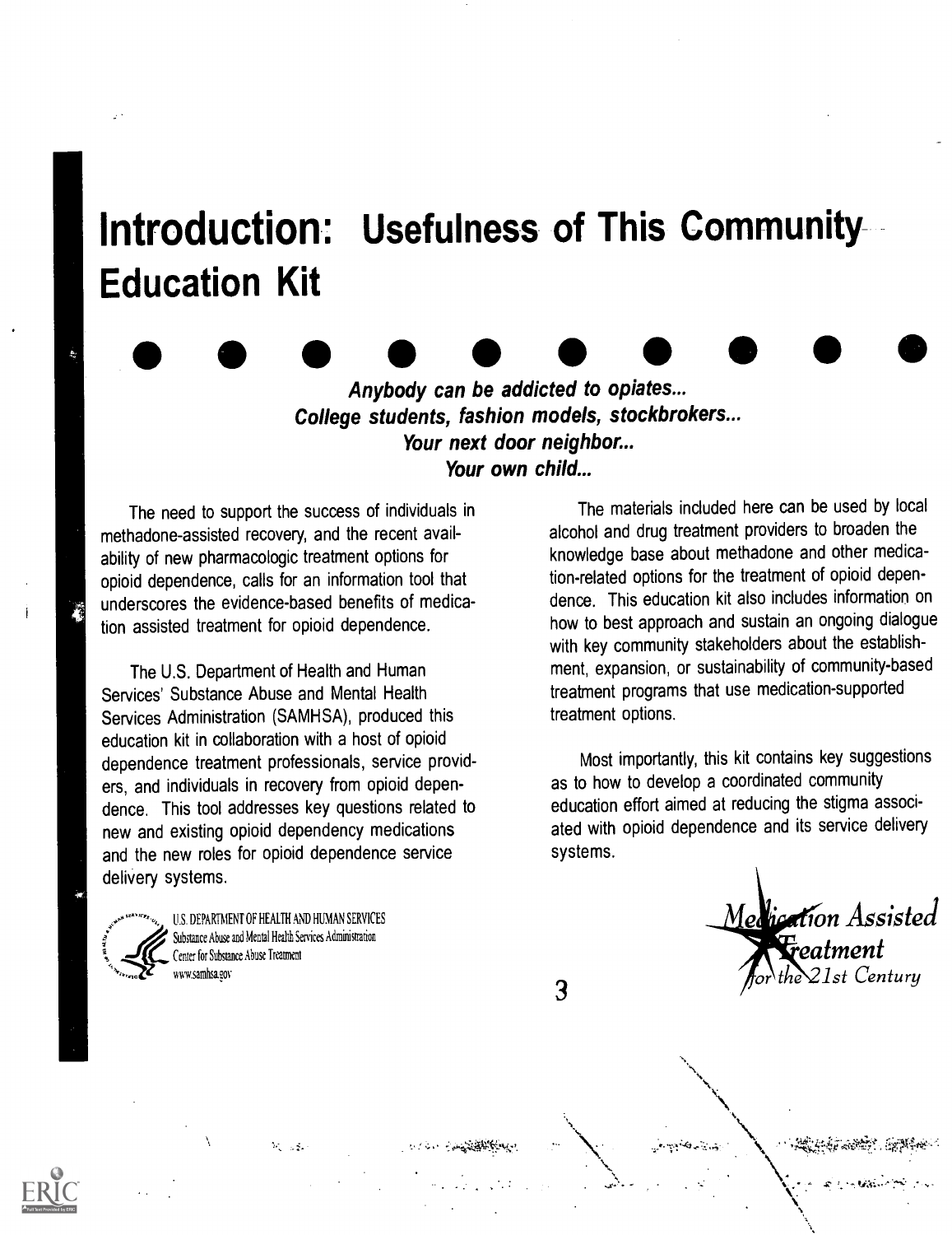# Introduction: Usefulness of This Community Education Kit

***Anybody can be addicted to opiates...***
***College students, fashion models, stockbrokers...***
***Your next door neighbor...***
***Your own child...***

The need to support the success of individuals in methadone-assisted recovery, and the recent availability of new pharmacologic treatment options for opioid dependence, calls for an information tool that underscores the evidence-based benefits of medication assisted treatment for opioid dependence.

The U.S. Department of Health and Human Services' Substance Abuse and Mental Health Services Administration (SAMHSA), produced this education kit in collaboration with a host of opioid dependence treatment professionals, service providers, and individuals in recovery from opioid dependence. This tool addresses key questions related to new and existing opioid dependency medications and the new roles for opioid dependence service delivery systems.

The materials included here can be used by local alcohol and drug treatment providers to broaden the knowledge base about methadone and other medication-related options for the treatment of opioid dependence. This education kit also includes information on how to best approach and sustain an ongoing dialogue with key community stakeholders about the establishment, expansion, or sustainability of community-based treatment programs that use medication-supported treatment options.

Most importantly, this kit contains key suggestions as to how to develop a coordinated community education effort aimed at reducing the stigma associated with opioid dependence and its service delivery systems.

U.S. DEPARTMENT OF HEALTH AND HUMAN SERVICES
Substance Abuse and Mental Health Services Administration
Center for Substance Abuse Treatment
www.samhsa.gov

*Medication Assisted Treatment for the 21st Century*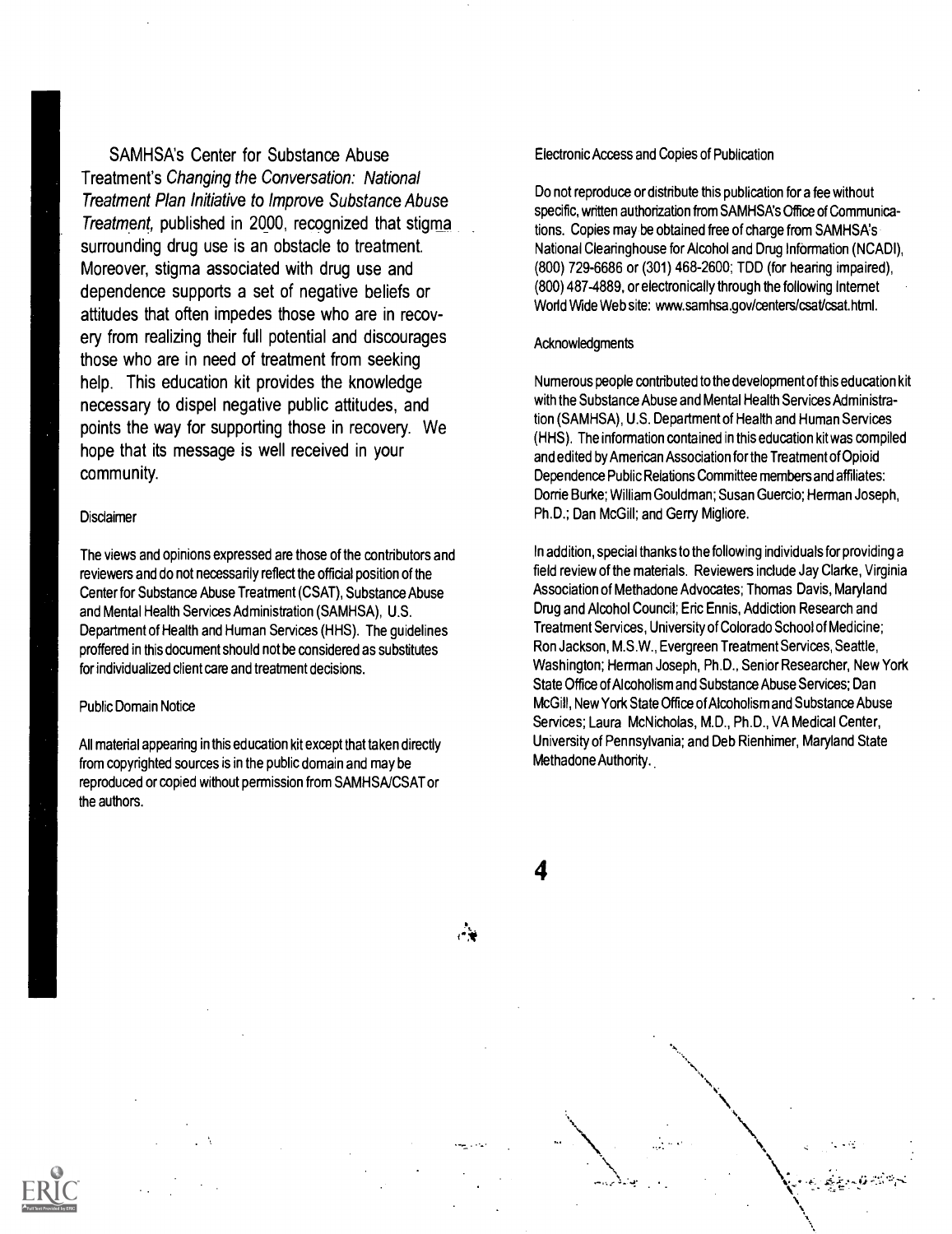SAMHSA's Center for Substance Abuse Treatment's *Changing the Conversation: National Treatment Plan Initiative to Improve Substance Abuse Treatment*, published in 2000, recognized that stigma surrounding drug use is an obstacle to treatment. Moreover, stigma associated with drug use and dependence supports a set of negative beliefs or attitudes that often impedes those who are in recovery from realizing their full potential and discourages those who are in need of treatment from seeking help. This education kit provides the knowledge necessary to dispel negative public attitudes, and points the way for supporting those in recovery. We hope that its message is well received in your community.

#### Disclaimer

The views and opinions expressed are those of the contributors and reviewers and do not necessarily reflect the official position of the Center for Substance Abuse Treatment (CSAT), Substance Abuse and Mental Health Services Administration (SAMHSA), U.S. Department of Health and Human Services (HHS). The guidelines proffered in this document should not be considered as substitutes for individualized client care and treatment decisions.

#### Public Domain Notice

All material appearing in this education kit except that taken directly from copyrighted sources is in the public domain and may be reproduced or copied without permission from SAMHSA/CSAT or the authors.

#### Electronic Access and Copies of Publication

Do not reproduce or distribute this publication for a fee without specific, written authorization from SAMHSA's Office of Communications. Copies may be obtained free of charge from SAMHSA's National Clearinghouse for Alcohol and Drug Information (NCADI), (800) 729-6686 or (301) 468-2600; TDD (for hearing impaired), (800) 487-4889, or electronically through the following Internet World Wide Web site: www.samhsa.gov/centers/csat/csat.html.

#### Acknowledgments

Numerous people contributed to the development of this education kit with the Substance Abuse and Mental Health Services Administration (SAMHSA), U.S. Department of Health and Human Services (HHS). The information contained in this education kit was compiled and edited by American Association for the Treatment of Opioid Dependence Public Relations Committee members and affiliates: Dorrie Burke; William Gouldman; Susan Guercio; Herman Joseph, Ph.D.; Dan McGill; and Gerry Migliore.

In addition, special thanks to the following individuals for providing a field review of the materials. Reviewers include Jay Clarke, Virginia Association of Methadone Advocates; Thomas Davis, Maryland Drug and Alcohol Council; Eric Ennis, Addiction Research and Treatment Services, University of Colorado School of Medicine; Ron Jackson, M.S.W., Evergreen Treatment Services, Seattle, Washington; Herman Joseph, Ph.D., Senior Researcher, New York State Office of Alcoholism and Substance Abuse Services; Dan McGill, New York State Office of Alcoholism and Substance Abuse Services; Laura McNicholas, M.D., Ph.D., VA Medical Center, University of Pennsylvania; and Deb Rienhimer, Maryland State Methadone Authority.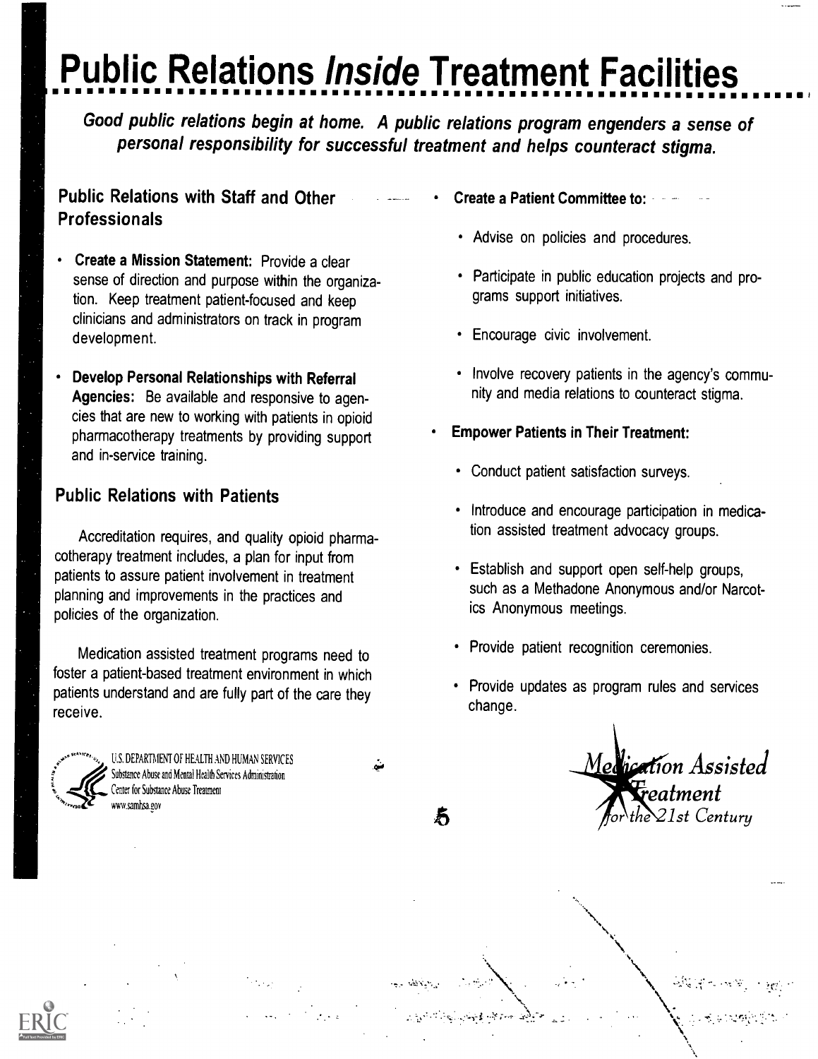# Public Relations *Inside* Treatment Facilities

***Good public relations begin at home. A public relations program engenders a sense of personal responsibility for successful treatment and helps counteract stigma.***

## Public Relations with Staff and Other Professionals

- **Create a Mission Statement:** Provide a clear sense of direction and purpose within the organization. Keep treatment patient-focused and keep clinicians and administrators on track in program development.
- **Develop Personal Relationships with Referral Agencies:** Be available and responsive to agencies that are new to working with patients in opioid pharmacotherapy treatments by providing support and in-service training.

## Public Relations with Patients

Accreditation requires, and quality opioid pharmacotherapy treatment includes, a plan for input from patients to assure patient involvement in treatment planning and improvements in the practices and policies of the organization.

Medication assisted treatment programs need to foster a patient-based treatment environment in which patients understand and are fully part of the care they receive.

- **Create a Patient Committee to:**
  - Advise on policies and procedures.
  - Participate in public education projects and programs support initiatives.
  - Encourage civic involvement.
  - Involve recovery patients in the agency's community and media relations to counteract stigma.
- **Empower Patients in Their Treatment:**
  - Conduct patient satisfaction surveys.
  - Introduce and encourage participation in medication assisted treatment advocacy groups.
  - Establish and support open self-help groups, such as a Methadone Anonymous and/or Narcotics Anonymous meetings.
  - Provide patient recognition ceremonies.
  - Provide updates as program rules and services change.

U.S. DEPARTMENT OF HEALTH AND HUMAN SERVICES
Substance Abuse and Mental Health Services Administration
Center for Substance Abuse Treatment
www.samhsa.gov

*Medication Assisted Treatment for the 21st Century*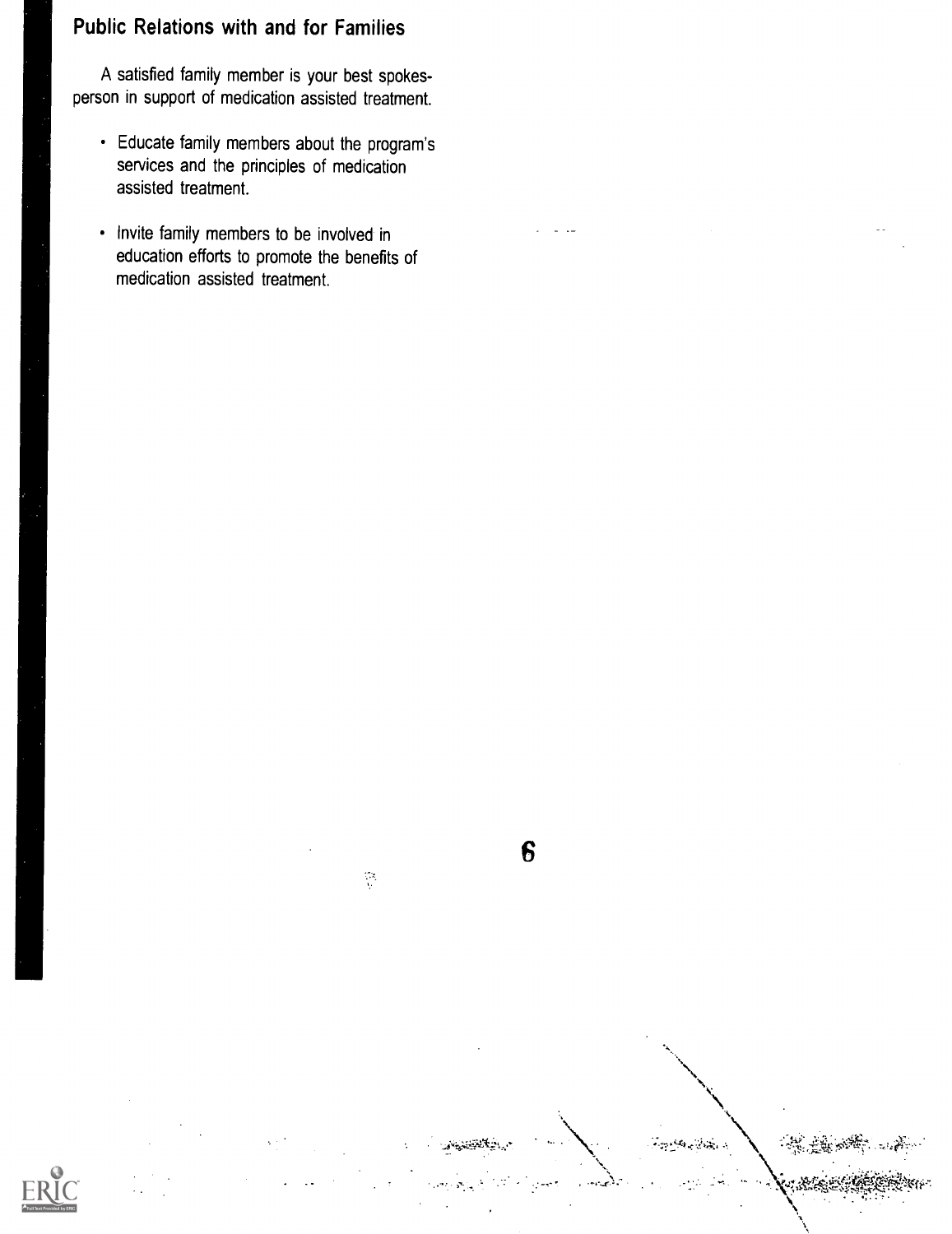## Public Relations with and for Families

A satisfied family member is your best spokesperson in support of medication assisted treatment.

- Educate family members about the program's services and the principles of medication assisted treatment.
- Invite family members to be involved in education efforts to promote the benefits of medication assisted treatment.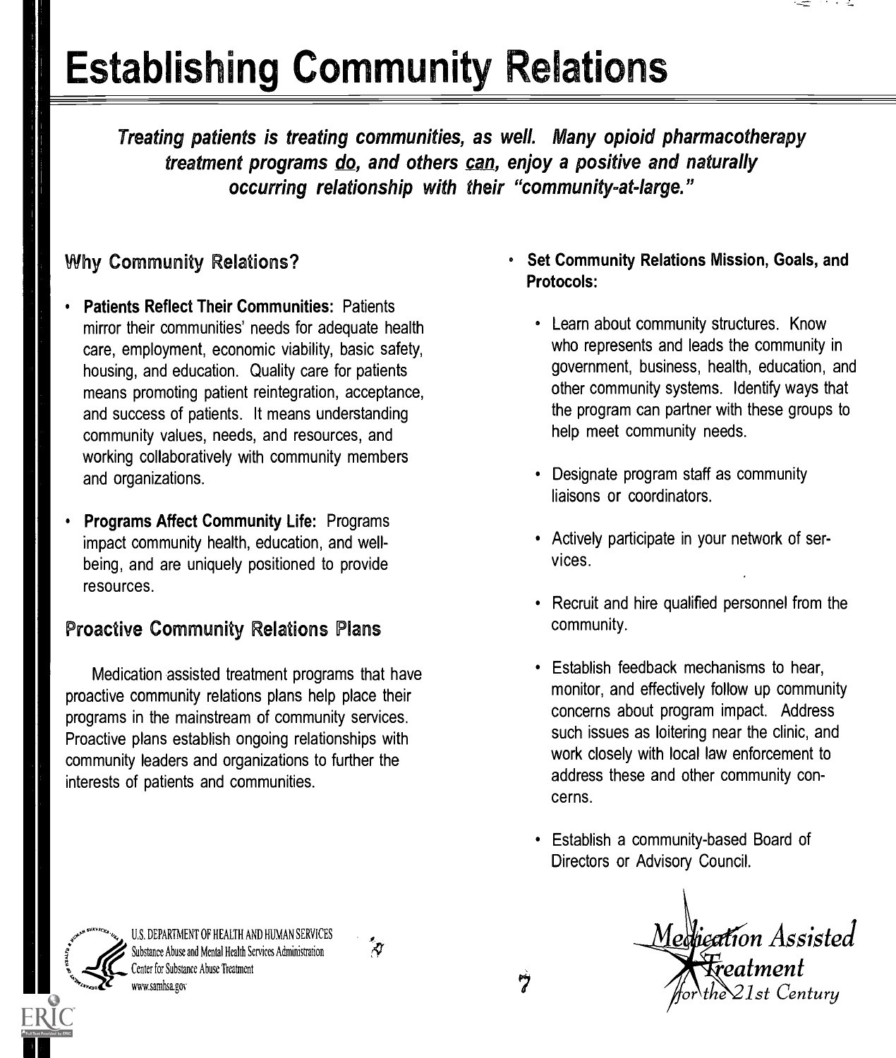# Establishing Community Relations

***Treating patients is treating communities, as well. Many opioid pharmacotherapy treatment programs do, and others can, enjoy a positive and naturally occurring relationship with their "community-at-large."***

## Why Community Relations?

- **Patients Reflect Their Communities:** Patients mirror their communities' needs for adequate health care, employment, economic viability, basic safety, housing, and education. Quality care for patients means promoting patient reintegration, acceptance, and success of patients. It means understanding community values, needs, and resources, and working collaboratively with community members and organizations.

- **Programs Affect Community Life:** Programs impact community health, education, and well-being, and are uniquely positioned to provide resources.

## Proactive Community Relations Plans

Medication assisted treatment programs that have proactive community relations plans help place their programs in the mainstream of community services. Proactive plans establish ongoing relationships with community leaders and organizations to further the interests of patients and communities.

- **Set Community Relations Mission, Goals, and Protocols:**
  - Learn about community structures. Know who represents and leads the community in government, business, health, education, and other community systems. Identify ways that the program can partner with these groups to help meet community needs.
  - Designate program staff as community liaisons or coordinators.
  - Actively participate in your network of services.
  - Recruit and hire qualified personnel from the community.
  - Establish feedback mechanisms to hear, monitor, and effectively follow up community concerns about program impact. Address such issues as loitering near the clinic, and work closely with local law enforcement to address these and other community concerns.
  - Establish a community-based Board of Directors or Advisory Council.

U.S. DEPARTMENT OF HEALTH AND HUMAN SERVICES
Substance Abuse and Mental Health Services Administration
Center for Substance Abuse Treatment
www.samhsa.gov

Medication Assisted Treatment for the 21st Century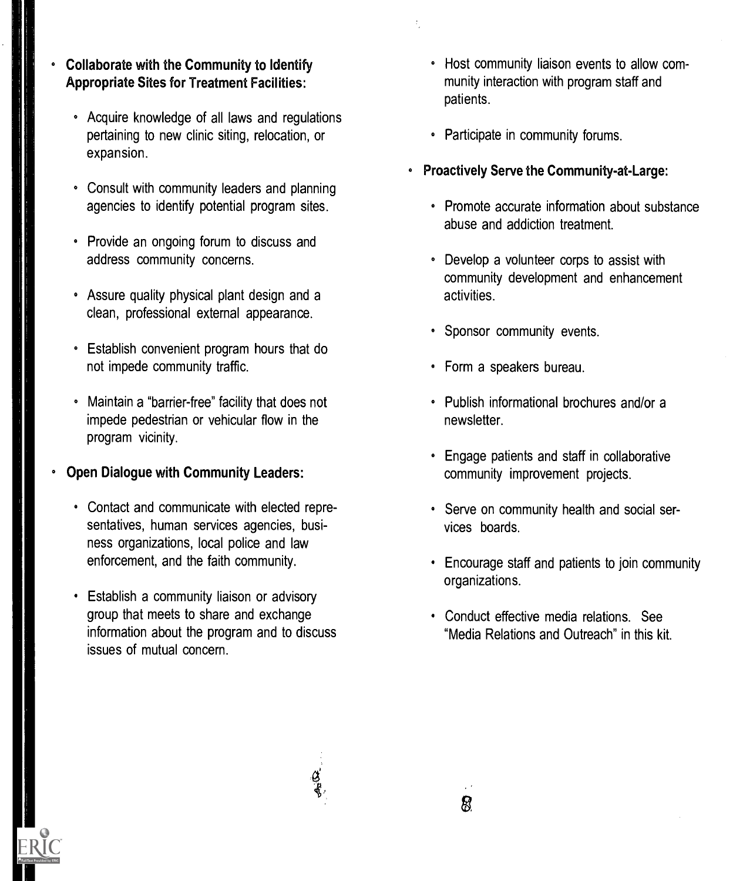- **Collaborate with the Community to Identify Appropriate Sites for Treatment Facilities:**
  - Acquire knowledge of all laws and regulations pertaining to new clinic siting, relocation, or expansion.
  - Consult with community leaders and planning agencies to identify potential program sites.
  - Provide an ongoing forum to discuss and address community concerns.
  - Assure quality physical plant design and a clean, professional external appearance.
  - Establish convenient program hours that do not impede community traffic.
  - Maintain a "barrier-free" facility that does not impede pedestrian or vehicular flow in the program vicinity.
- **Open Dialogue with Community Leaders:**
  - Contact and communicate with elected representatives, human services agencies, business organizations, local police and law enforcement, and the faith community.
  - Establish a community liaison or advisory group that meets to share and exchange information about the program and to discuss issues of mutual concern.
  - Host community liaison events to allow community interaction with program staff and patients.
  - Participate in community forums.
- **Proactively Serve the Community-at-Large:**
  - Promote accurate information about substance abuse and addiction treatment.
  - Develop a volunteer corps to assist with community development and enhancement activities.
  - Sponsor community events.
  - Form a speakers bureau.
  - Publish informational brochures and/or a newsletter.
  - Engage patients and staff in collaborative community improvement projects.
  - Serve on community health and social services boards.
  - Encourage staff and patients to join community organizations.
  - Conduct effective media relations. See "Media Relations and Outreach" in this kit.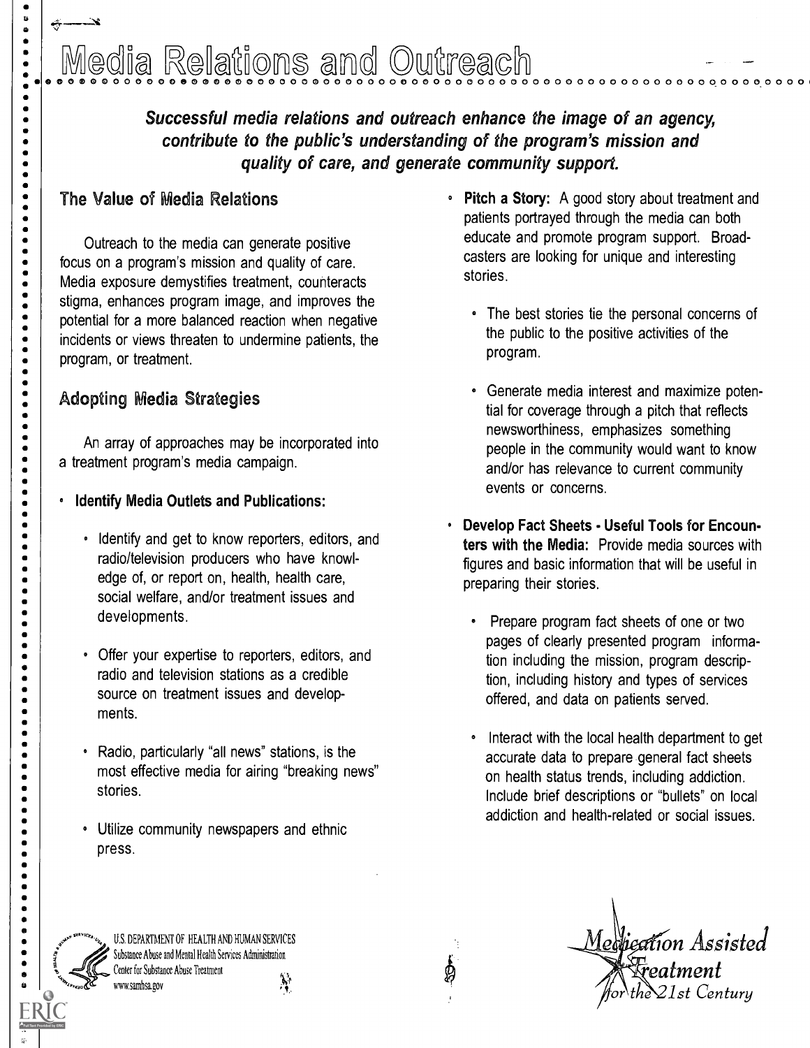# Media Relations and Outreach

***Successful media relations and outreach enhance the image of an agency, contribute to the public's understanding of the program's mission and quality of care, and generate community support.***

## The Value of Media Relations

Outreach to the media can generate positive focus on a program's mission and quality of care. Media exposure demystifies treatment, counteracts stigma, enhances program image, and improves the potential for a more balanced reaction when negative incidents or views threaten to undermine patients, the program, or treatment.

## Adopting Media Strategies

An array of approaches may be incorporated into a treatment program's media campaign.

- **Identify Media Outlets and Publications:**
  - Identify and get to know reporters, editors, and radio/television producers who have knowledge of, or report on, health, health care, social welfare, and/or treatment issues and developments.
  - Offer your expertise to reporters, editors, and radio and television stations as a credible source on treatment issues and developments.
  - Radio, particularly "all news" stations, is the most effective media for airing "breaking news" stories.
  - Utilize community newspapers and ethnic press.
- **Pitch a Story:** A good story about treatment and patients portrayed through the media can both educate and promote program support. Broadcasters are looking for unique and interesting stories.
  - The best stories tie the personal concerns of the public to the positive activities of the program.
  - Generate media interest and maximize potential for coverage through a pitch that reflects newsworthiness, emphasizes something people in the community would want to know and/or has relevance to current community events or concerns.
- **Develop Fact Sheets - Useful Tools for Encounters with the Media:** Provide media sources with figures and basic information that will be useful in preparing their stories.
  - Prepare program fact sheets of one or two pages of clearly presented program information including the mission, program description, including history and types of services offered, and data on patients served.
  - Interact with the local health department to get accurate data to prepare general fact sheets on health status trends, including addiction. Include brief descriptions or "bullets" on local addiction and health-related or social issues.

U.S. DEPARTMENT OF HEALTH AND HUMAN SERVICES
Substance Abuse and Mental Health Services Administration
Center for Substance Abuse Treatment
www.samhsa.gov

*Medication Assisted Treatment for the 21st Century*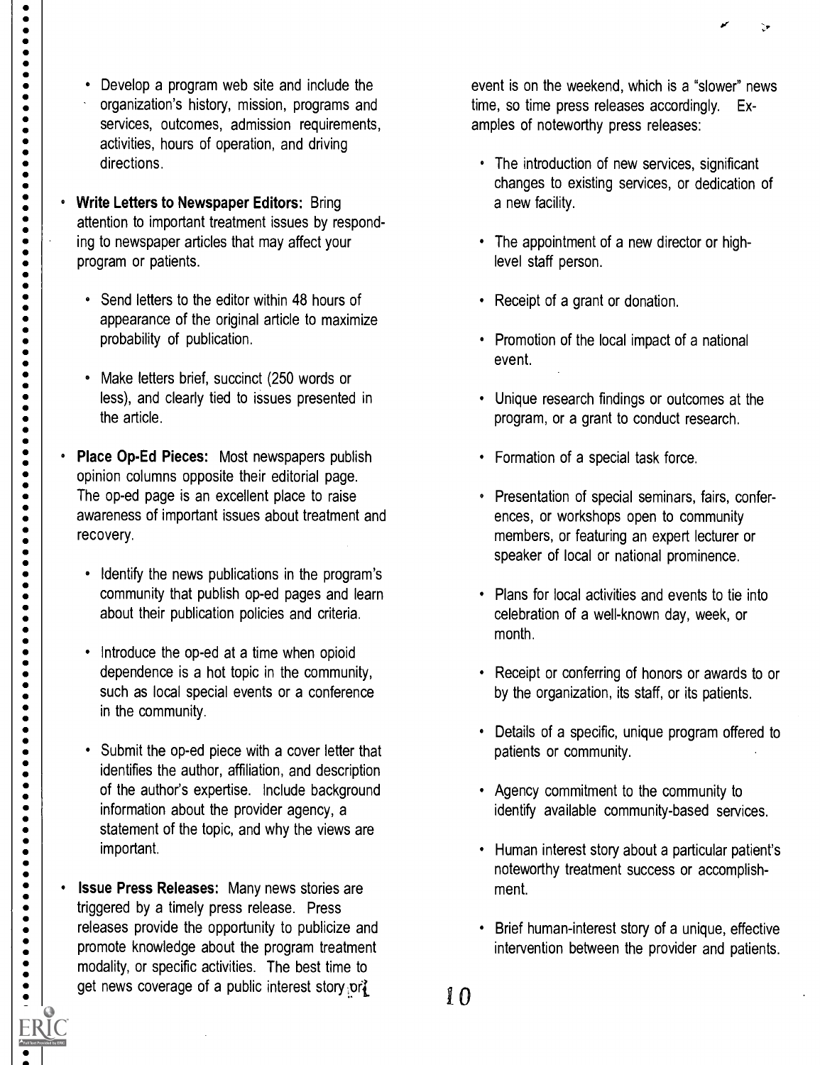- Develop a program web site and include the organization's history, mission, programs and services, outcomes, admission requirements, activities, hours of operation, and driving directions.

- **Write Letters to Newspaper Editors:** Bring attention to important treatment issues by responding to newspaper articles that may affect your program or patients.
  - Send letters to the editor within 48 hours of appearance of the original article to maximize probability of publication.
  - Make letters brief, succinct (250 words or less), and clearly tied to issues presented in the article.

- **Place Op-Ed Pieces:** Most newspapers publish opinion columns opposite their editorial page. The op-ed page is an excellent place to raise awareness of important issues about treatment and recovery.
  - Identify the news publications in the program's community that publish op-ed pages and learn about their publication policies and criteria.
  - Introduce the op-ed at a time when opioid dependence is a hot topic in the community, such as local special events or a conference in the community.
  - Submit the op-ed piece with a cover letter that identifies the author, affiliation, and description of the author's expertise. Include background information about the provider agency, a statement of the topic, and why the views are important.

- **Issue Press Releases:** Many news stories are triggered by a timely press release. Press releases provide the opportunity to publicize and promote knowledge about the program treatment modality, or specific activities. The best time to get news coverage of a public interest story or event is on the weekend, which is a "slower" news time, so time press releases accordingly. Examples of noteworthy press releases:
  - The introduction of new services, significant changes to existing services, or dedication of a new facility.
  - The appointment of a new director or high-level staff person.
  - Receipt of a grant or donation.
  - Promotion of the local impact of a national event.
  - Unique research findings or outcomes at the program, or a grant to conduct research.
  - Formation of a special task force.
  - Presentation of special seminars, fairs, conferences, or workshops open to community members, or featuring an expert lecturer or speaker of local or national prominence.
  - Plans for local activities and events to tie into celebration of a well-known day, week, or month.
  - Receipt or conferring of honors or awards to or by the organization, its staff, or its patients.
  - Details of a specific, unique program offered to patients or community.
  - Agency commitment to the community to identify available community-based services.
  - Human interest story about a particular patient's noteworthy treatment success or accomplishment.
  - Brief human-interest story of a unique, effective intervention between the provider and patients.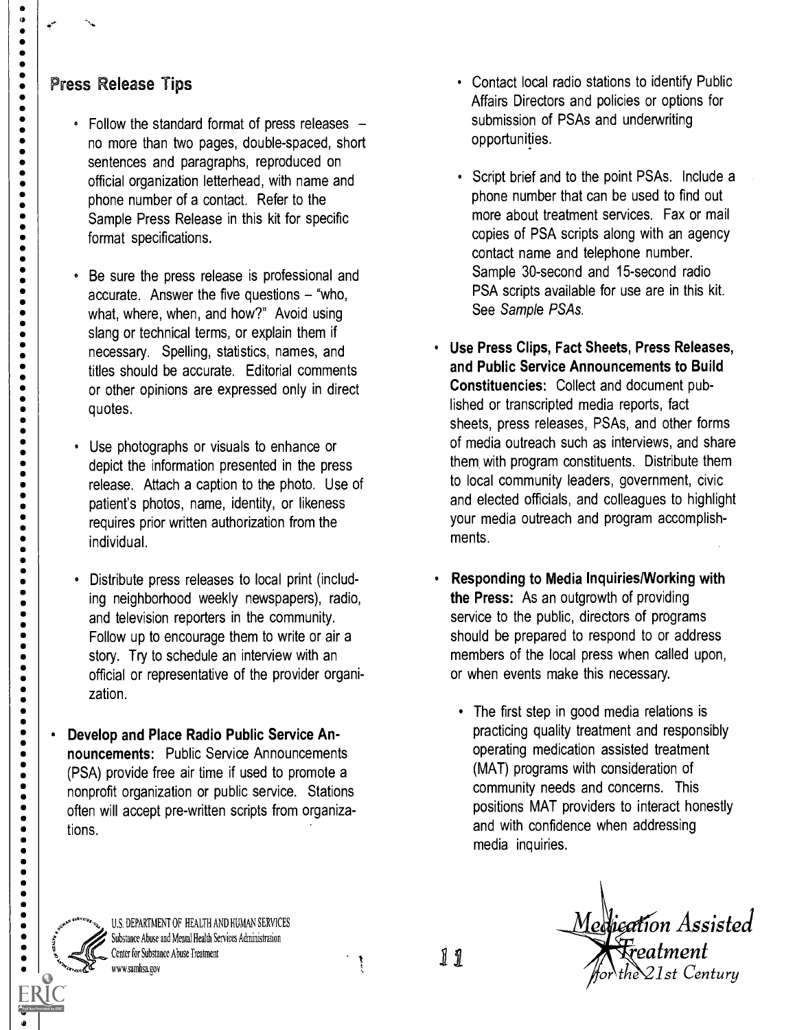## Press Release Tips

- Follow the standard format of press releases – no more than two pages, double-spaced, short sentences and paragraphs, reproduced on official organization letterhead, with name and phone number of a contact. Refer to the Sample Press Release in this kit for specific format specifications.
- Be sure the press release is professional and accurate. Answer the five questions – "who, what, where, when, and how?" Avoid using slang or technical terms, or explain them if necessary. Spelling, statistics, names, and titles should be accurate. Editorial comments or other opinions are expressed only in direct quotes.
- Use photographs or visuals to enhance or depict the information presented in the press release. Attach a caption to the photo. Use of patient's photos, name, identity, or likeness requires prior written authorization from the individual.
- Distribute press releases to local print (including neighborhood weekly newspapers), radio, and television reporters in the community. Follow up to encourage them to write or air a story. Try to schedule an interview with an official or representative of the provider organization.

- **Develop and Place Radio Public Service Announcements:** Public Service Announcements (PSA) provide free air time if used to promote a nonprofit organization or public service. Stations often will accept pre-written scripts from organizations.
  - Contact local radio stations to identify Public Affairs Directors and policies or options for submission of PSAs and underwriting opportunities.
  - Script brief and to the point PSAs. Include a phone number that can be used to find out more about treatment services. Fax or mail copies of PSA scripts along with an agency contact name and telephone number. Sample 30-second and 15-second radio PSA scripts available for use are in this kit. See *Sample PSAs*.
- **Use Press Clips, Fact Sheets, Press Releases, and Public Service Announcements to Build Constituencies:** Collect and document published or transcripted media reports, fact sheets, press releases, PSAs, and other forms of media outreach such as interviews, and share them with program constituents. Distribute them to local community leaders, government, civic and elected officials, and colleagues to highlight your media outreach and program accomplishments.
- **Responding to Media Inquiries/Working with the Press:** As an outgrowth of providing service to the public, directors of programs should be prepared to respond to or address members of the local press when called upon, or when events make this necessary.
  - The first step in good media relations is practicing quality treatment and responsibly operating medication assisted treatment (MAT) programs with consideration of community needs and concerns. This positions MAT providers to interact honestly and with confidence when addressing media inquiries.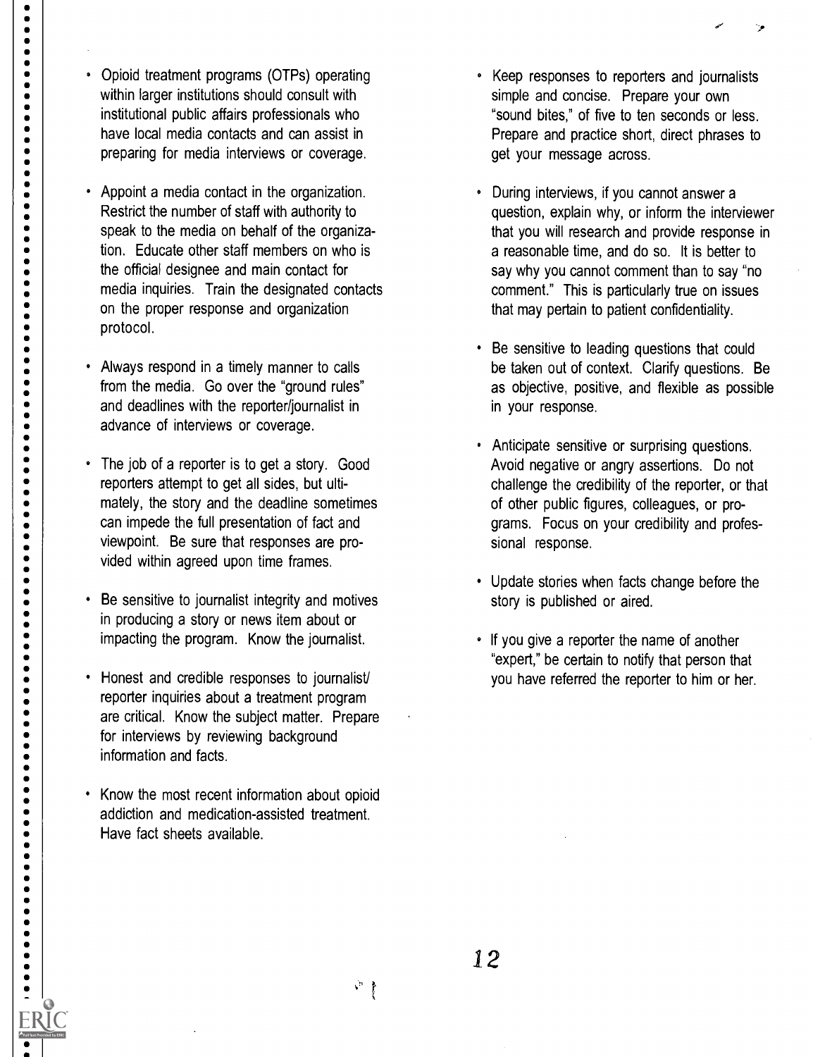- Opioid treatment programs (OTPs) operating within larger institutions should consult with institutional public affairs professionals who have local media contacts and can assist in preparing for media interviews or coverage.
- Appoint a media contact in the organization. Restrict the number of staff with authority to speak to the media on behalf of the organization. Educate other staff members on who is the official designee and main contact for media inquiries. Train the designated contacts on the proper response and organization protocol.
- Always respond in a timely manner to calls from the media. Go over the "ground rules" and deadlines with the reporter/journalist in advance of interviews or coverage.
- The job of a reporter is to get a story. Good reporters attempt to get all sides, but ultimately, the story and the deadline sometimes can impede the full presentation of fact and viewpoint. Be sure that responses are provided within agreed upon time frames.
- Be sensitive to journalist integrity and motives in producing a story or news item about or impacting the program. Know the journalist.
- Honest and credible responses to journalist/reporter inquiries about a treatment program are critical. Know the subject matter. Prepare for interviews by reviewing background information and facts.
- Know the most recent information about opioid addiction and medication-assisted treatment. Have fact sheets available.
- Keep responses to reporters and journalists simple and concise. Prepare your own "sound bites," of five to ten seconds or less. Prepare and practice short, direct phrases to get your message across.
- During interviews, if you cannot answer a question, explain why, or inform the interviewer that you will research and provide response in a reasonable time, and do so. It is better to say why you cannot comment than to say "no comment." This is particularly true on issues that may pertain to patient confidentiality.
- Be sensitive to leading questions that could be taken out of context. Clarify questions. Be as objective, positive, and flexible as possible in your response.
- Anticipate sensitive or surprising questions. Avoid negative or angry assertions. Do not challenge the credibility of the reporter, or that of other public figures, colleagues, or programs. Focus on your credibility and professional response.
- Update stories when facts change before the story is published or aired.
- If you give a reporter the name of another "expert," be certain to notify that person that you have referred the reporter to him or her.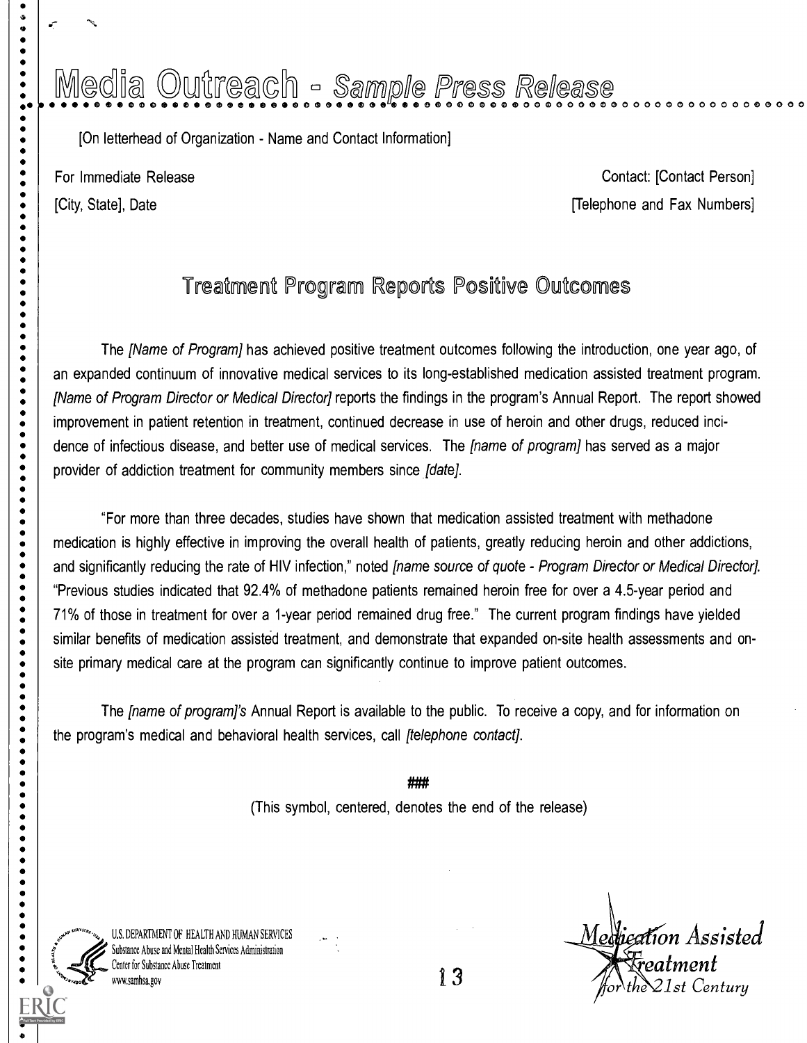# Media Outreach - *Sample Press Release*

[On letterhead of Organization - Name and Contact Information]

For Immediate Release

[City, State], Date

Contact: [Contact Person]

[Telephone and Fax Numbers]

## Treatment Program Reports Positive Outcomes

The *[Name of Program]* has achieved positive treatment outcomes following the introduction, one year ago, of an expanded continuum of innovative medical services to its long-established medication assisted treatment program. *[Name of Program Director or Medical Director]* reports the findings in the program's Annual Report. The report showed improvement in patient retention in treatment, continued decrease in use of heroin and other drugs, reduced incidence of infectious disease, and better use of medical services. The *[name of program]* has served as a major provider of addiction treatment for community members since *[date]*.

"For more than three decades, studies have shown that medication assisted treatment with methadone medication is highly effective in improving the overall health of patients, greatly reducing heroin and other addictions, and significantly reducing the rate of HIV infection," noted *[name source of quote - Program Director or Medical Director]*. "Previous studies indicated that 92.4% of methadone patients remained heroin free for over a 4.5-year period and 71% of those in treatment for over a 1-year period remained drug free." The current program findings have yielded similar benefits of medication assisted treatment, and demonstrate that expanded on-site health assessments and on-site primary medical care at the program can significantly continue to improve patient outcomes.

The *[name of program]'s* Annual Report is available to the public. To receive a copy, and for information on the program's medical and behavioral health services, call *[telephone contact]*.

###

(This symbol, centered, denotes the end of the release)

U.S. DEPARTMENT OF HEALTH AND HUMAN SERVICES
Substance Abuse and Mental Health Services Administration
Center for Substance Abuse Treatment
www.samhsa.gov

*Medication Assisted Treatment for the 21st Century*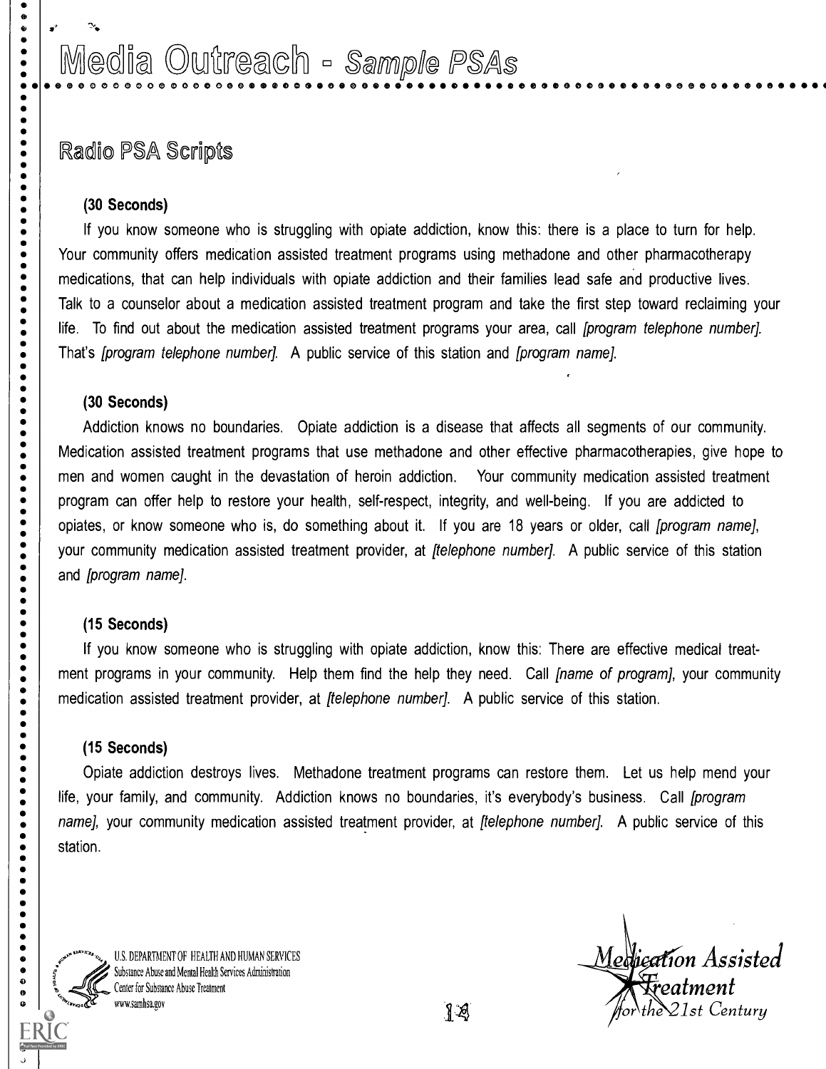# Media Outreach - *Sample PSAs*

## Radio PSA Scripts

**(30 Seconds)**

If you know someone who is struggling with opiate addiction, know this: there is a place to turn for help. Your community offers medication assisted treatment programs using methadone and other pharmacotherapy medications, that can help individuals with opiate addiction and their families lead safe and productive lives. Talk to a counselor about a medication assisted treatment program and take the first step toward reclaiming your life. To find out about the medication assisted treatment programs your area, call *[program telephone number]*. That's *[program telephone number]*. A public service of this station and *[program name]*.

**(30 Seconds)**

Addiction knows no boundaries. Opiate addiction is a disease that affects all segments of our community. Medication assisted treatment programs that use methadone and other effective pharmacotherapies, give hope to men and women caught in the devastation of heroin addiction. Your community medication assisted treatment program can offer help to restore your health, self-respect, integrity, and well-being. If you are addicted to opiates, or know someone who is, do something about it. If you are 18 years or older, call *[program name]*, your community medication assisted treatment provider, at *[telephone number]*. A public service of this station and *[program name]*.

**(15 Seconds)**

If you know someone who is struggling with opiate addiction, know this: There are effective medical treatment programs in your community. Help them find the help they need. Call *[name of program]*, your community medication assisted treatment provider, at *[telephone number]*. A public service of this station.

**(15 Seconds)**

Opiate addiction destroys lives. Methadone treatment programs can restore them. Let us help mend your life, your family, and community. Addiction knows no boundaries, it's everybody's business. Call *[program name]*, your community medication assisted treatment provider, at *[telephone number]*. A public service of this station.

U.S. DEPARTMENT OF HEALTH AND HUMAN SERVICES
Substance Abuse and Mental Health Services Administration
Center for Substance Abuse Treatment
www.samhsa.gov

*Medication Assisted Treatment for the 21st Century*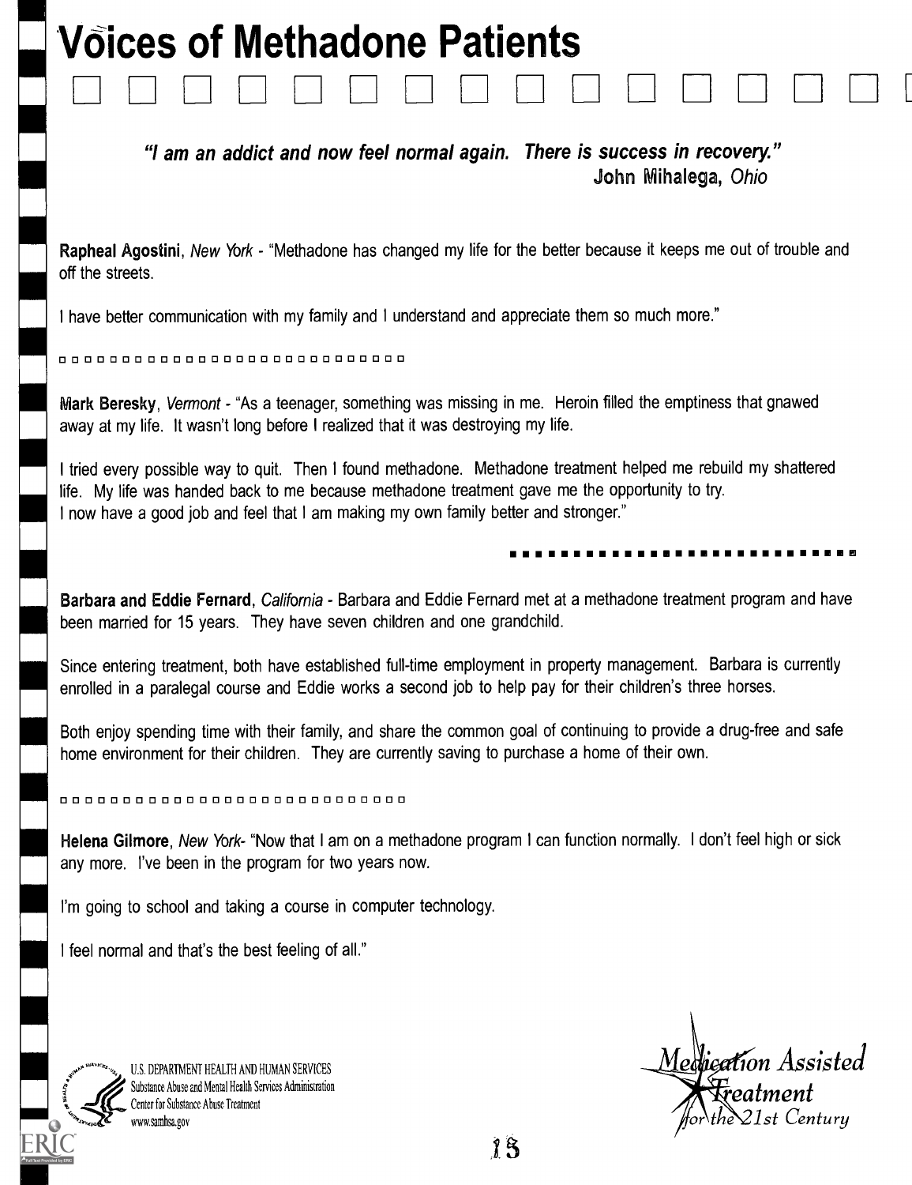# Voices of Methadone Patients

***"I am an addict and now feel normal again. There is success in recovery."***
**John Mihalega**, *Ohio*

**Rapheal Agostini**, *New York* - "Methadone has changed my life for the better because it keeps me out of trouble and off the streets.

I have better communication with my family and I understand and appreciate them so much more."

**Mark Beresky**, *Vermont* - "As a teenager, something was missing in me. Heroin filled the emptiness that gnawed away at my life. It wasn't long before I realized that it was destroying my life.

I tried every possible way to quit. Then I found methadone. Methadone treatment helped me rebuild my shattered life. My life was handed back to me because methadone treatment gave me the opportunity to try.
I now have a good job and feel that I am making my own family better and stronger."

**Barbara and Eddie Fernard**, *California* - Barbara and Eddie Fernard met at a methadone treatment program and have been married for 15 years. They have seven children and one grandchild.

Since entering treatment, both have established full-time employment in property management. Barbara is currently enrolled in a paralegal course and Eddie works a second job to help pay for their children's three horses.

Both enjoy spending time with their family, and share the common goal of continuing to provide a drug-free and safe home environment for their children. They are currently saving to purchase a home of their own.

**Helena Gilmore**, *New York*- "Now that I am on a methadone program I can function normally. I don't feel high or sick any more. I've been in the program for two years now.

I'm going to school and taking a course in computer technology.

I feel normal and that's the best feeling of all."

U.S. DEPARTMENT HEALTH AND HUMAN SERVICES
Substance Abuse and Mental Health Services Administration
Center for Substance Abuse Treatment
www.samhsa.gov

*Medication Assisted Treatment for the 21st Century*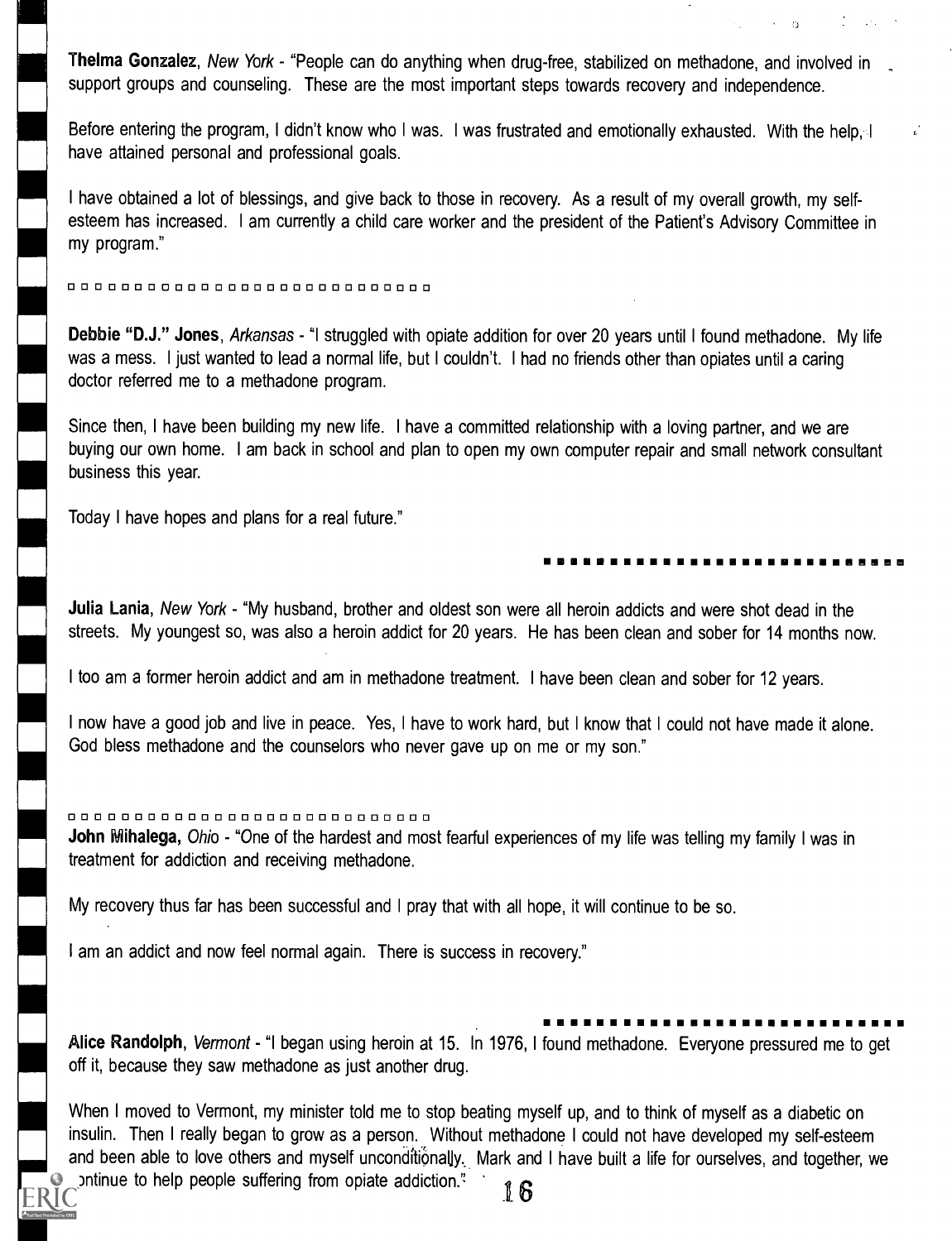**Thelma Gonzalez**, *New York* - "People can do anything when drug-free, stabilized on methadone, and involved in support groups and counseling. These are the most important steps towards recovery and independence.

Before entering the program, I didn't know who I was. I was frustrated and emotionally exhausted. With the help, I have attained personal and professional goals.

I have obtained a lot of blessings, and give back to those in recovery. As a result of my overall growth, my self-esteem has increased. I am currently a child care worker and the president of the Patient's Advisory Committee in my program."

---

**Debbie "D.J." Jones**, *Arkansas* - "I struggled with opiate addition for over 20 years until I found methadone. My life was a mess. I just wanted to lead a normal life, but I couldn't. I had no friends other than opiates until a caring doctor referred me to a methadone program.

Since then, I have been building my new life. I have a committed relationship with a loving partner, and we are buying our own home. I am back in school and plan to open my own computer repair and small network consultant business this year.

Today I have hopes and plans for a real future."

---

**Julia Lania**, *New York* - "My husband, brother and oldest son were all heroin addicts and were shot dead in the streets. My youngest so, was also a heroin addict for 20 years. He has been clean and sober for 14 months now.

I too am a former heroin addict and am in methadone treatment. I have been clean and sober for 12 years.

I now have a good job and live in peace. Yes, I have to work hard, but I know that I could not have made it alone. God bless methadone and the counselors who never gave up on me or my son."

---

**John Mihalega**, *Ohio* - "One of the hardest and most fearful experiences of my life was telling my family I was in treatment for addiction and receiving methadone.

My recovery thus far has been successful and I pray that with all hope, it will continue to be so.

I am an addict and now feel normal again. There is success in recovery."

---

**Alice Randolph**, *Vermont* - "I began using heroin at 15. In 1976, I found methadone. Everyone pressured me to get off it, because they saw methadone as just another drug.

When I moved to Vermont, my minister told me to stop beating myself up, and to think of myself as a diabetic on insulin. Then I really began to grow as a person. Without methadone I could not have developed my self-esteem and been able to love others and myself unconditionally. Mark and I have built a life for ourselves, and together, we continue to help people suffering from opiate addiction."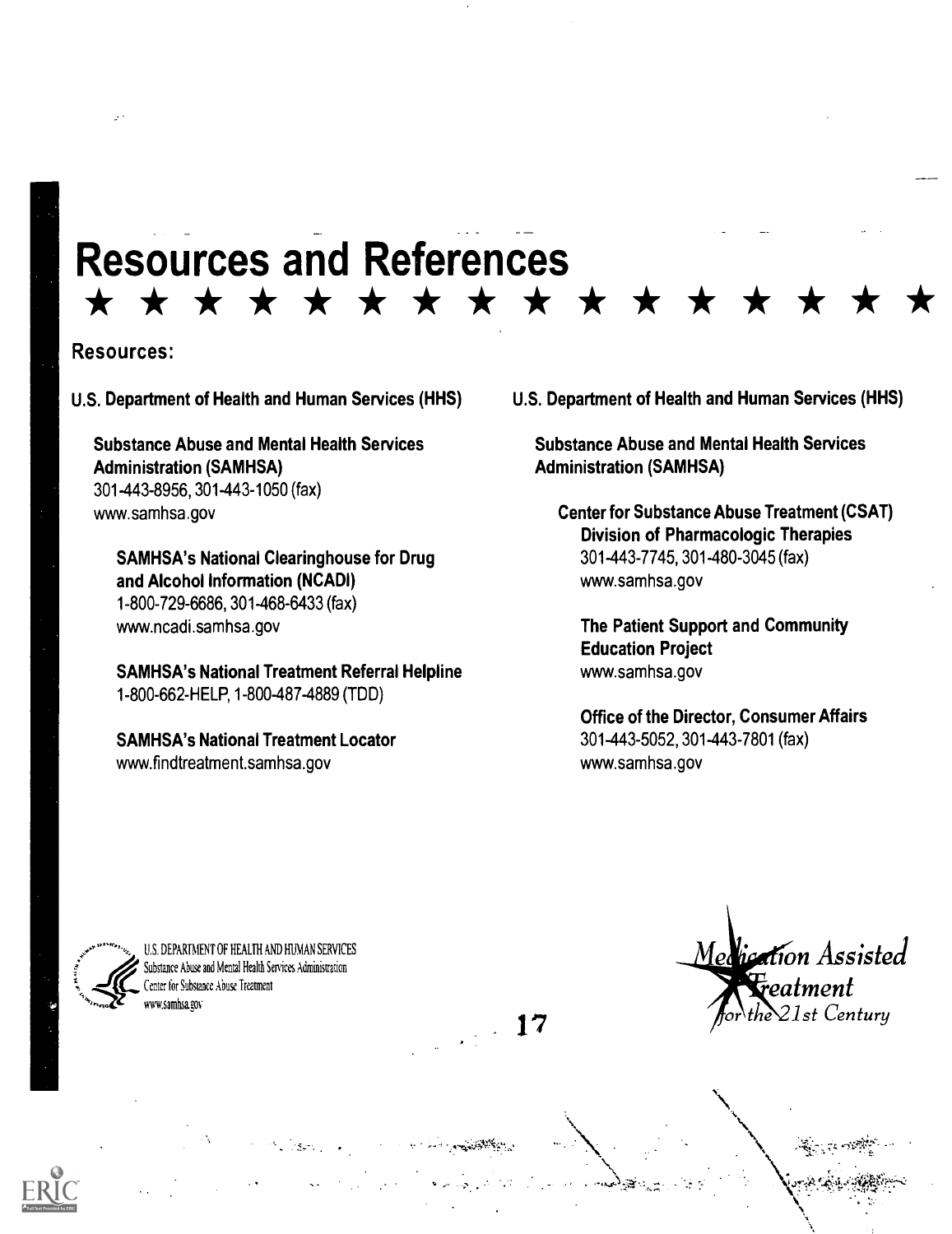# Resources and References

★ ★ ★ ★ ★ ★ ★ ★ ★ ★ ★ ★ ★ ★ ★ ★

## Resources:

**U.S. Department of Health and Human Services (HHS)**

**Substance Abuse and Mental Health Services Administration (SAMHSA)**
301-443-8956, 301-443-1050 (fax)
www.samhsa.gov

**SAMHSA's National Clearinghouse for Drug and Alcohol Information (NCADI)**
1-800-729-6686, 301-468-6433 (fax)
www.ncadi.samhsa.gov

**SAMHSA's National Treatment Referral Helpline**
1-800-662-HELP, 1-800-487-4889 (TDD)

**SAMHSA's National Treatment Locator**
www.findtreatment.samhsa.gov

**U.S. Department of Health and Human Services (HHS)**

**Substance Abuse and Mental Health Services Administration (SAMHSA)**

**Center for Substance Abuse Treatment (CSAT) Division of Pharmacologic Therapies**
301-443-7745, 301-480-3045 (fax)
www.samhsa.gov

**The Patient Support and Community Education Project**
www.samhsa.gov

**Office of the Director, Consumer Affairs**
301-443-5052, 301-443-7801 (fax)
www.samhsa.gov

U.S. DEPARTMENT OF HEALTH AND HUMAN SERVICES
Substance Abuse and Mental Health Services Administration
Center for Substance Abuse Treatment
www.samhsa.gov

*Medication Assisted Treatment for the 21st Century*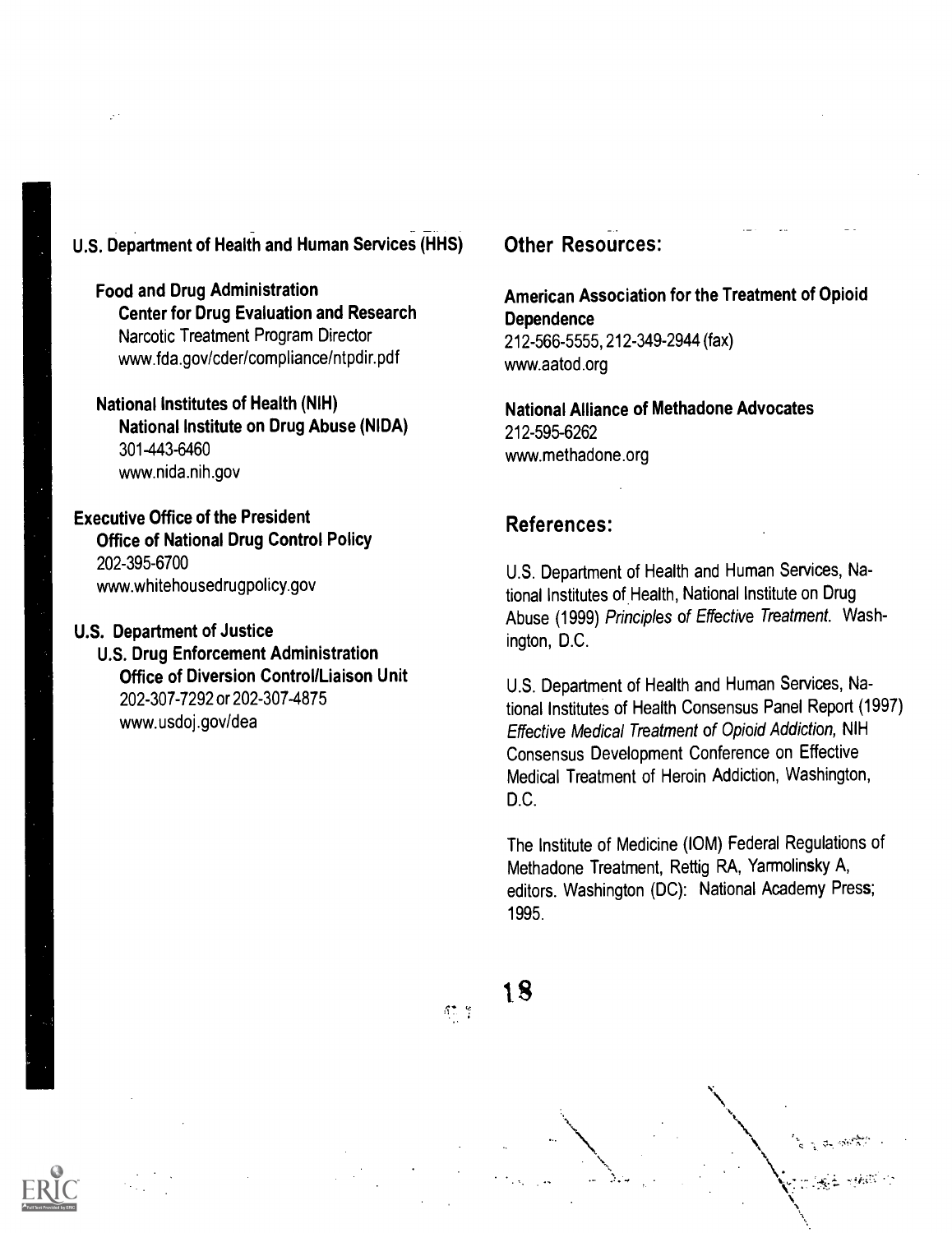**U.S. Department of Health and Human Services (HHS)**

**Food and Drug Administration**
**Center for Drug Evaluation and Research**
Narcotic Treatment Program Director
www.fda.gov/cder/compliance/ntpdir.pdf

**National Institutes of Health (NIH)**
**National Institute on Drug Abuse (NIDA)**
301-443-6460
www.nida.nih.gov

**Executive Office of the President**
**Office of National Drug Control Policy**
202-395-6700
www.whitehousedrugpolicy.gov

**U.S. Department of Justice**
**U.S. Drug Enforcement Administration**
**Office of Diversion Control/Liaison Unit**
202-307-7292 or 202-307-4875
www.usdoj.gov/dea

## Other Resources:

**American Association for the Treatment of Opioid Dependence**
212-566-5555, 212-349-2944 (fax)
www.aatod.org

**National Alliance of Methadone Advocates**
212-595-6262
www.methadone.org

## References:

U.S. Department of Health and Human Services, National Institutes of Health, National Institute on Drug Abuse (1999) *Principles of Effective Treatment.* Washington, D.C.

U.S. Department of Health and Human Services, National Institutes of Health Consensus Panel Report (1997) *Effective Medical Treatment of Opioid Addiction,* NIH Consensus Development Conference on Effective Medical Treatment of Heroin Addiction, Washington, D.C.

The Institute of Medicine (IOM) Federal Regulations of Methadone Treatment, Rettig RA, Yarmolinsky A, editors. Washington (DC): National Academy Press; 1995.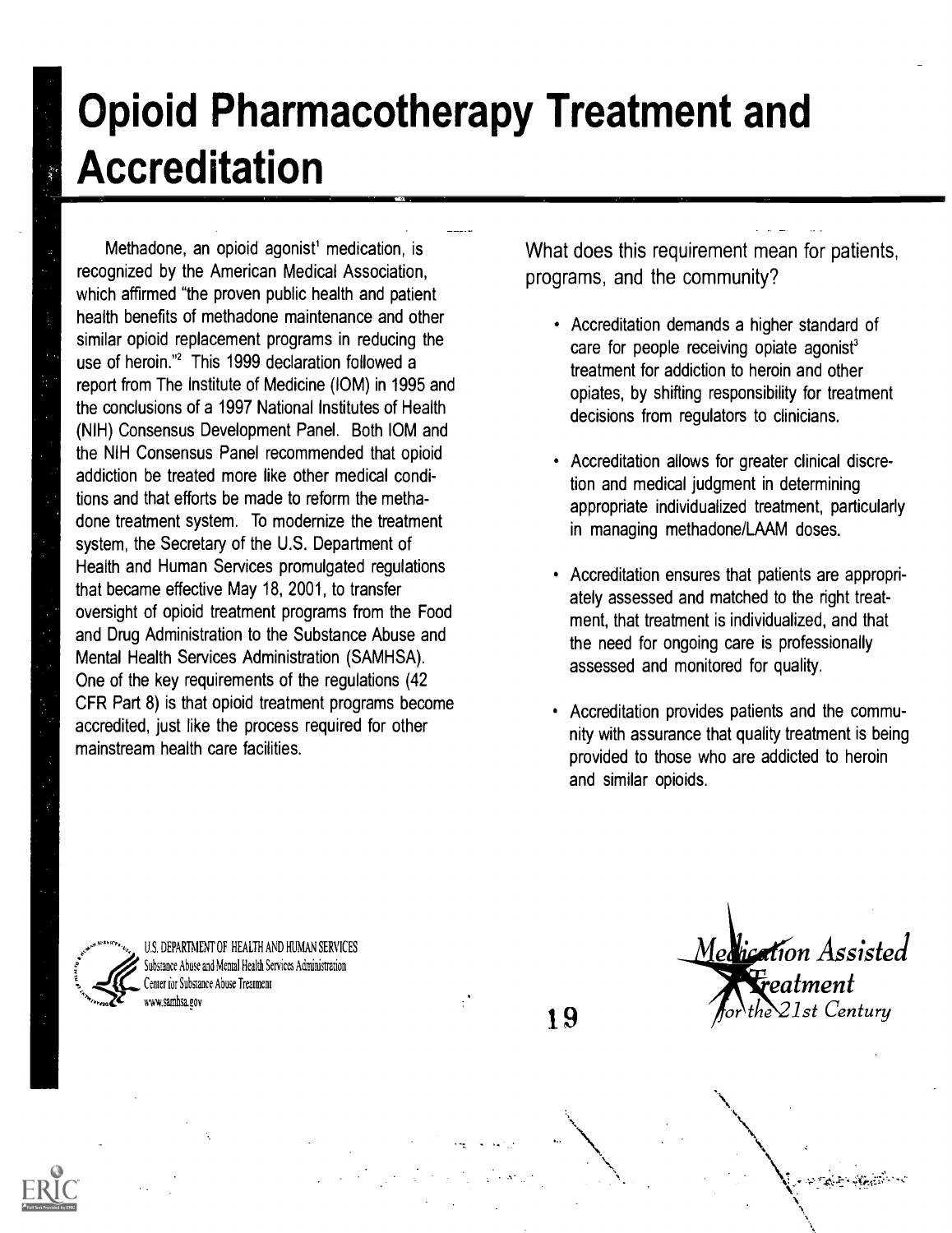# Opioid Pharmacotherapy Treatment and Accreditation

Methadone, an opioid agonist[1] medication, is recognized by the American Medical Association, which affirmed "the proven public health and patient health benefits of methadone maintenance and other similar opioid replacement programs in reducing the use of heroin."[2] This 1999 declaration followed a report from The Institute of Medicine (IOM) in 1995 and the conclusions of a 1997 National Institutes of Health (NIH) Consensus Development Panel. Both IOM and the NIH Consensus Panel recommended that opioid addiction be treated more like other medical conditions and that efforts be made to reform the methadone treatment system. To modernize the treatment system, the Secretary of the U.S. Department of Health and Human Services promulgated regulations that became effective May 18, 2001, to transfer oversight of opioid treatment programs from the Food and Drug Administration to the Substance Abuse and Mental Health Services Administration (SAMHSA). One of the key requirements of the regulations (42 CFR Part 8) is that opioid treatment programs become accredited, just like the process required for other mainstream health care facilities.

What does this requirement mean for patients, programs, and the community?

- Accreditation demands a higher standard of care for people receiving opiate agonist[3] treatment for addiction to heroin and other opiates, by shifting responsibility for treatment decisions from regulators to clinicians.
- Accreditation allows for greater clinical discretion and medical judgment in determining appropriate individualized treatment, particularly in managing methadone/LAAM doses.
- Accreditation ensures that patients are appropriately assessed and matched to the right treatment, that treatment is individualized, and that the need for ongoing care is professionally assessed and monitored for quality.
- Accreditation provides patients and the community with assurance that quality treatment is being provided to those who are addicted to heroin and similar opioids.

U.S. DEPARTMENT OF HEALTH AND HUMAN SERVICES
Substance Abuse and Mental Health Services Administration
Center for Substance Abuse Treatment
www.samhsa.gov

*Medication Assisted Treatment for the 21st Century*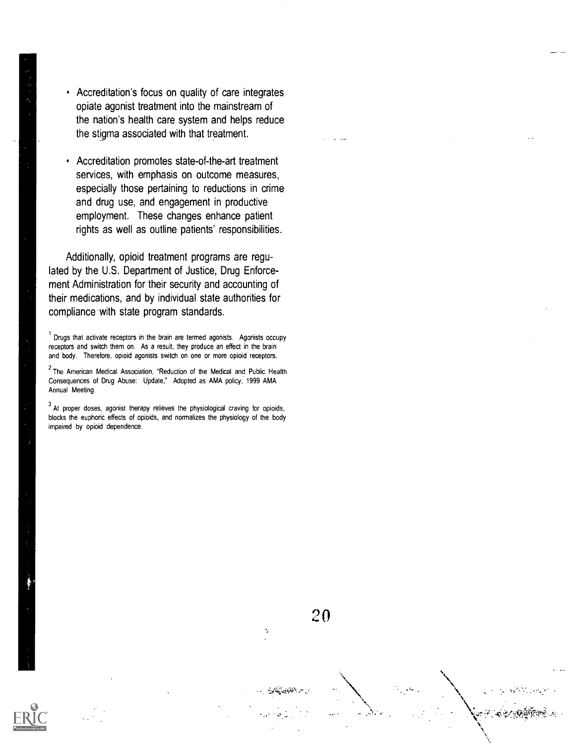- Accreditation's focus on quality of care integrates opiate agonist treatment into the mainstream of the nation's health care system and helps reduce the stigma associated with that treatment.

- Accreditation promotes state-of-the-art treatment services, with emphasis on outcome measures, especially those pertaining to reductions in crime and drug use, and engagement in productive employment. These changes enhance patient rights as well as outline patients' responsibilities.

Additionally, opioid treatment programs are regulated by the U.S. Department of Justice, Drug Enforcement Administration for their security and accounting of their medications, and by individual state authorities for compliance with state program standards.

[1] Drugs that activate receptors in the brain are termed agonists. Agonists occupy receptors and switch them on. As a result, they produce an effect in the brain and body. Therefore, opioid agonists switch on one or more opioid receptors.

[2] The American Medical Association, "Reduction of the Medical and Public Health Consequences of Drug Abuse: Update," Adopted as AMA policy, 1999 AMA Annual Meeting.

[3] At proper doses, agonist therapy relieves the physiological craving for opioids, blocks the euphoric effects of opioids, and normalizes the physiology of the body impaired by opioid dependence.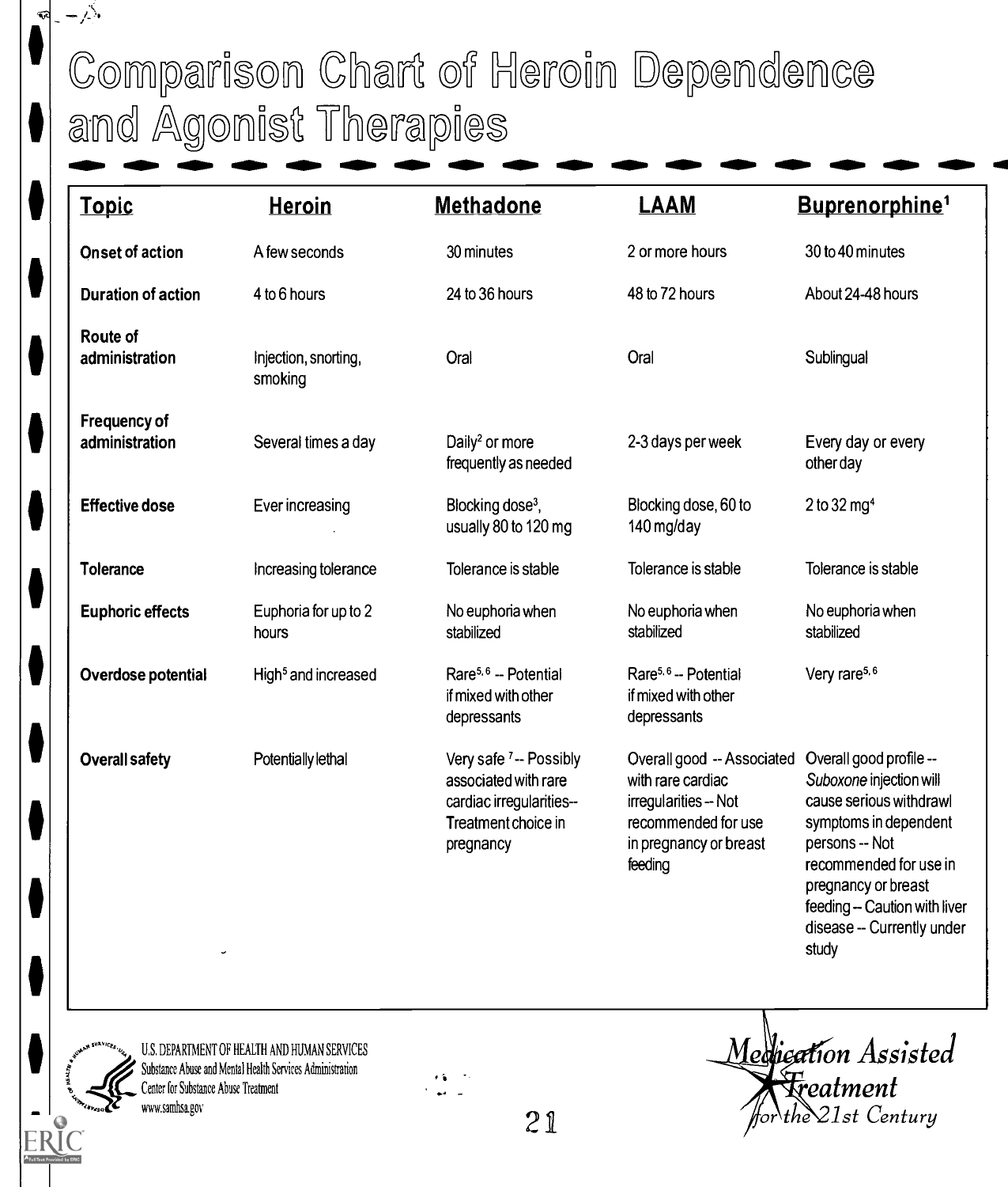# Comparison Chart of Heroin Dependence and Agonist Therapies

| Topic | Heroin | Methadone | LAAM | Buprenorphine[1] |
|---|---|---|---|---|
| **Onset of action** | A few seconds | 30 minutes | 2 or more hours | 30 to 40 minutes |
| **Duration of action** | 4 to 6 hours | 24 to 36 hours | 48 to 72 hours | About 24-48 hours |
| **Route of administration** | Injection, snorting, smoking | Oral | Oral | Sublingual |
| **Frequency of administration** | Several times a day | Daily[2] or more frequently as needed | 2-3 days per week | Every day or every other day |
| **Effective dose** | Ever increasing | Blocking dose[3], usually 80 to 120 mg | Blocking dose, 60 to 140 mg/day | 2 to 32 mg[4] |
| **Tolerance** | Increasing tolerance | Tolerance is stable | Tolerance is stable | Tolerance is stable |
| **Euphoric effects** | Euphoria for up to 2 hours | No euphoria when stabilized | No euphoria when stabilized | No euphoria when stabilized |
| **Overdose potential** | High[5] and increased | Rare[5,6] -- Potential if mixed with other depressants | Rare[5,6] -- Potential if mixed with other depressants | Very rare[5,6] |
| **Overall safety** | Potentially lethal | Very safe[7] -- Possibly associated with rare cardiac irregularities-- Treatment choice in pregnancy | Overall good -- Associated with rare cardiac irregularities -- Not recommended for use in pregnancy or breast feeding | Overall good profile -- *Suboxone* injection will cause serious withdrawl symptoms in dependent persons -- Not recommended for use in pregnancy or breast feeding -- Caution with liver disease -- Currently under study |

U.S. DEPARTMENT OF HEALTH AND HUMAN SERVICES
Substance Abuse and Mental Health Services Administration
Center for Substance Abuse Treatment
www.samhsa.gov

*Medication Assisted Treatment for the 21st Century*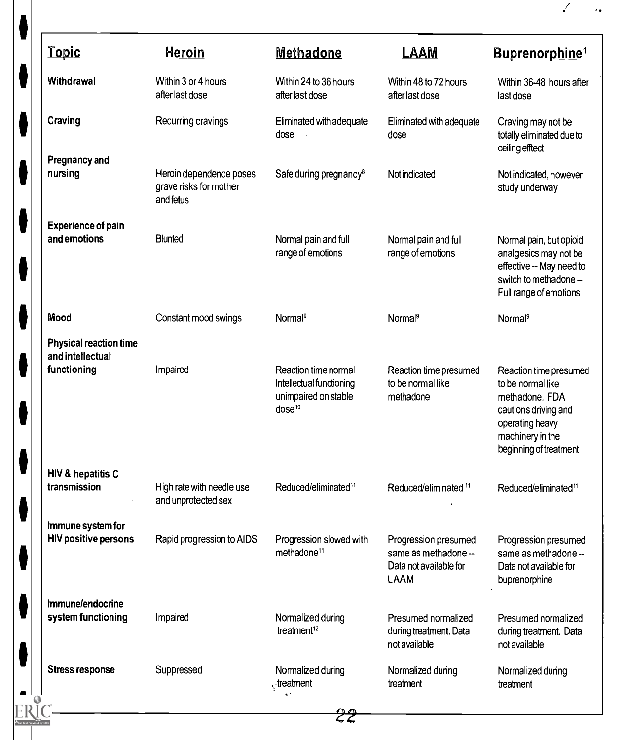| Topic | Heroin | Methadone | LAAM | Buprenorphine[1] |
|---|---|---|---|---|
| **Withdrawal** | Within 3 or 4 hours after last dose | Within 24 to 36 hours after last dose | Within 48 to 72 hours after last dose | Within 36-48 hours after last dose |
| **Craving** | Recurring cravings | Eliminated with adequate dose | Eliminated with adequate dose | Craving may not be totally eliminated due to ceiling efftect |
| **Pregnancy and nursing** | Heroin dependence poses grave risks for mother and fetus | Safe during pregnancy[8] | Not indicated | Not indicated, however study underway |
| **Experience of pain and emotions** | Blunted | Normal pain and full range of emotions | Normal pain and full range of emotions | Normal pain, but opioid analgesics may not be effective -- May need to switch to methadone -- Full range of emotions |
| **Mood** | Constant mood swings | Normal[9] | Normal[9] | Normal[9] |
| **Physical reaction time and intellectual functioning** | Impaired | Reaction time normal Intellectual functioning unimpaired on stable dose[10] | Reaction time presumed to be normal like methadone | Reaction time presumed to be normal like methadone. FDA cautions driving and operating heavy machinery in the beginning of treatment |
| **HIV & hepatitis C transmission** | High rate with needle use and unprotected sex | Reduced/eliminated[11] | Reduced/eliminated[11] | Reduced/eliminated[11] |
| **Immune system for HIV positive persons** | Rapid progression to AIDS | Progression slowed with methadone[11] | Progression presumed same as methadone -- Data not available for LAAM | Progression presumed same as methadone -- Data not available for buprenorphine |
| **Immune/endocrine system functioning** | Impaired | Normalized during treatment[12] | Presumed normalized during treatment. Data not available | Presumed normalized during treatment. Data not available |
| **Stress response** | Suppressed | Normalized during treatment | Normalized during treatment | Normalized during treatment |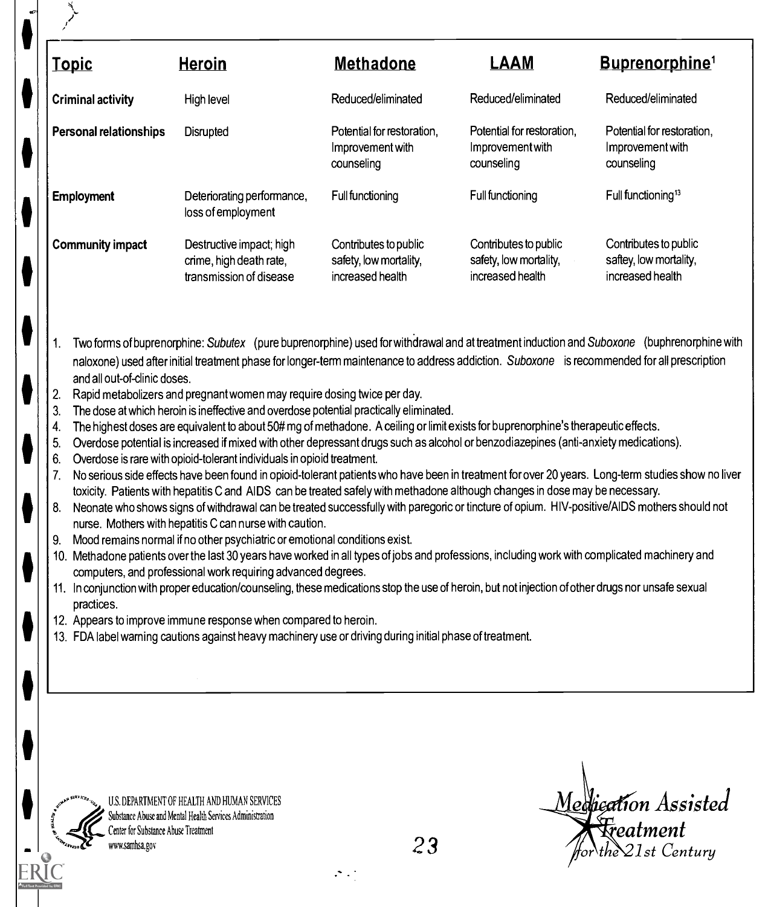| Topic | Heroin | Methadone | LAAM | Buprenorphine[1] |
|---|---|---|---|---|
| **Criminal activity** | High level | Reduced/eliminated | Reduced/eliminated | Reduced/eliminated |
| **Personal relationships** | Disrupted | Potential for restoration, Improvement with counseling | Potential for restoration, Improvement with counseling | Potential for restoration, Improvement with counseling |
| **Employment** | Deteriorating performance, loss of employment | Full functioning | Full functioning | Full functioning[13] |
| **Community impact** | Destructive impact; high crime, high death rate, transmission of disease | Contributes to public safety, low mortality, increased health | Contributes to public safety, low mortality, increased health | Contributes to public saftey, low mortality, increased health |

1. Two forms of buprenorphine: *Subutex* (pure buprenorphine) used for withdrawal and at treatment induction and *Suboxone* (buphrenorphine with naloxone) used after initial treatment phase for longer-term maintenance to address addiction. *Suboxone* is recommended for all prescription and all out-of-clinic doses.
2. Rapid metabolizers and pregnant women may require dosing twice per day.
3. The dose at which heroin is ineffective and overdose potential practically eliminated.
4. The highest doses are equivalent to about 50# mg of methadone. A ceiling or limit exists for buprenorphine's therapeutic effects.
5. Overdose potential is increased if mixed with other depressant drugs such as alcohol or benzodiazepines (anti-anxiety medications).
6. Overdose is rare with opioid-tolerant individuals in opioid treatment.
7. No serious side effects have been found in opioid-tolerant patients who have been in treatment for over 20 years. Long-term studies show no liver toxicity. Patients with hepatitis C and AIDS can be treated safely with methadone although changes in dose may be necessary.
8. Neonate who shows signs of withdrawal can be treated successfully with paregoric or tincture of opium. HIV-positive/AIDS mothers should not nurse. Mothers with hepatitis C can nurse with caution.
9. Mood remains normal if no other psychiatric or emotional conditions exist.
10. Methadone patients over the last 30 years have worked in all types of jobs and professions, including work with complicated machinery and computers, and professional work requiring advanced degrees.
11. In conjunction with proper education/counseling, these medications stop the use of heroin, but not injection of other drugs nor unsafe sexual practices.
12. Appears to improve immune response when compared to heroin.
13. FDA label warning cautions against heavy machinery use or driving during initial phase of treatment.

U.S. DEPARTMENT OF HEALTH AND HUMAN SERVICES
Substance Abuse and Mental Health Services Administration
Center for Substance Abuse Treatment
www.samhsa.gov

Medication Assisted Treatment for the 21st Century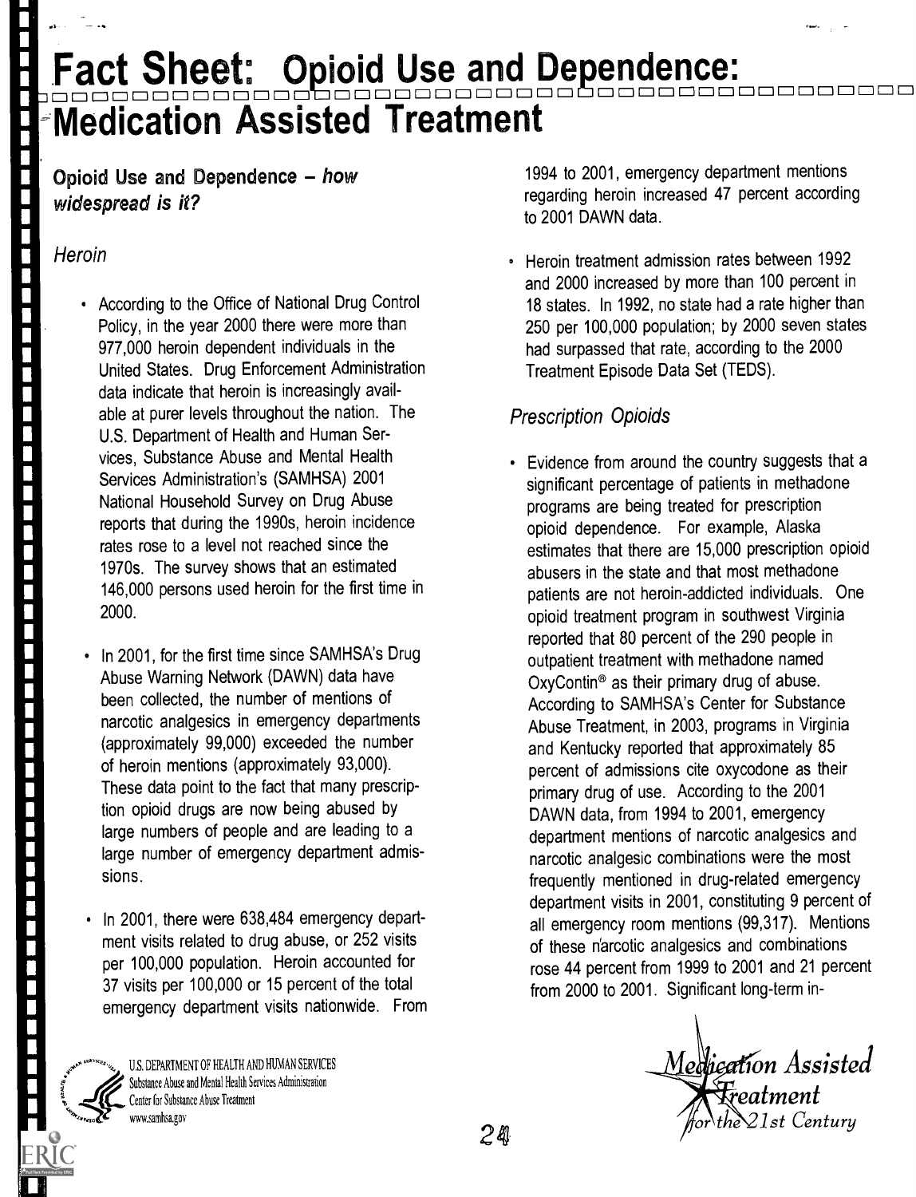# Fact Sheet: Opioid Use and Dependence: Medication Assisted Treatment

## Opioid Use and Dependence – *how widespread is it?*

### *Heroin*

- According to the Office of National Drug Control Policy, in the year 2000 there were more than 977,000 heroin dependent individuals in the United States. Drug Enforcement Administration data indicate that heroin is increasingly available at purer levels throughout the nation. The U.S. Department of Health and Human Services, Substance Abuse and Mental Health Services Administration's (SAMHSA) 2001 National Household Survey on Drug Abuse reports that during the 1990s, heroin incidence rates rose to a level not reached since the 1970s. The survey shows that an estimated 146,000 persons used heroin for the first time in 2000.

- In 2001, for the first time since SAMHSA's Drug Abuse Warning Network (DAWN) data have been collected, the number of mentions of narcotic analgesics in emergency departments (approximately 99,000) exceeded the number of heroin mentions (approximately 93,000). These data point to the fact that many prescription opioid drugs are now being abused by large numbers of people and are leading to a large number of emergency department admissions.

- In 2001, there were 638,484 emergency department visits related to drug abuse, or 252 visits per 100,000 population. Heroin accounted for 37 visits per 100,000 or 15 percent of the total emergency department visits nationwide. From 1994 to 2001, emergency department mentions regarding heroin increased 47 percent according to 2001 DAWN data.

- Heroin treatment admission rates between 1992 and 2000 increased by more than 100 percent in 18 states. In 1992, no state had a rate higher than 250 per 100,000 population; by 2000 seven states had surpassed that rate, according to the 2000 Treatment Episode Data Set (TEDS).

### *Prescription Opioids*

- Evidence from around the country suggests that a significant percentage of patients in methadone programs are being treated for prescription opioid dependence. For example, Alaska estimates that there are 15,000 prescription opioid abusers in the state and that most methadone patients are not heroin-addicted individuals. One opioid treatment program in southwest Virginia reported that 80 percent of the 290 people in outpatient treatment with methadone named OxyContin® as their primary drug of abuse. According to SAMHSA's Center for Substance Abuse Treatment, in 2003, programs in Virginia and Kentucky reported that approximately 85 percent of admissions cite oxycodone as their primary drug of use. According to the 2001 DAWN data, from 1994 to 2001, emergency department mentions of narcotic analgesics and narcotic analgesic combinations were the most frequently mentioned in drug-related emergency department visits in 2001, constituting 9 percent of all emergency room mentions (99,317). Mentions of these narcotic analgesics and combinations rose 44 percent from 1999 to 2001 and 21 percent from 2000 to 2001. Significant long-term in-

U.S. DEPARTMENT OF HEALTH AND HUMAN SERVICES
Substance Abuse and Mental Health Services Administration
Center for Substance Abuse Treatment
www.samhsa.gov

*Medication Assisted Treatment for the 21st Century*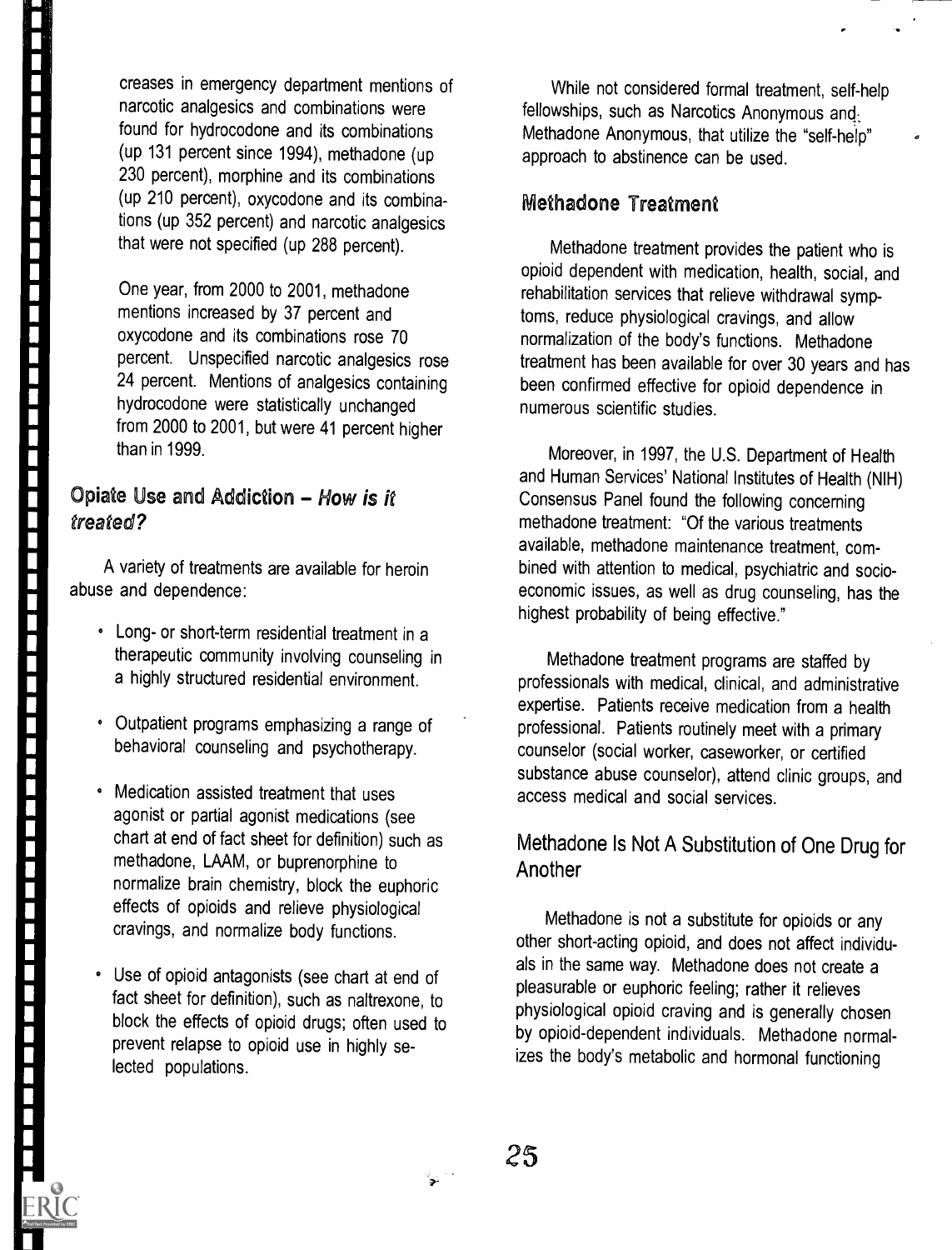creases in emergency department mentions of narcotic analgesics and combinations were found for hydrocodone and its combinations (up 131 percent since 1994), methadone (up 230 percent), morphine and its combinations (up 210 percent), oxycodone and its combinations (up 352 percent) and narcotic analgesics that were not specified (up 288 percent).

One year, from 2000 to 2001, methadone mentions increased by 37 percent and oxycodone and its combinations rose 70 percent. Unspecified narcotic analgesics rose 24 percent. Mentions of analgesics containing hydrocodone were statistically unchanged from 2000 to 2001, but were 41 percent higher than in 1999.

## Opiate Use and Addiction – *How is it treated?*

A variety of treatments are available for heroin abuse and dependence:

- Long- or short-term residential treatment in a therapeutic community involving counseling in a highly structured residential environment.
- Outpatient programs emphasizing a range of behavioral counseling and psychotherapy.
- Medication assisted treatment that uses agonist or partial agonist medications (see chart at end of fact sheet for definition) such as methadone, LAAM, or buprenorphine to normalize brain chemistry, block the euphoric effects of opioids and relieve physiological cravings, and normalize body functions.
- Use of opioid antagonists (see chart at end of fact sheet for definition), such as naltrexone, to block the effects of opioid drugs; often used to prevent relapse to opioid use in highly selected populations.

While not considered formal treatment, self-help fellowships, such as Narcotics Anonymous and Methadone Anonymous, that utilize the "self-help" approach to abstinence can be used.

## Methadone Treatment

Methadone treatment provides the patient who is opioid dependent with medication, health, social, and rehabilitation services that relieve withdrawal symptoms, reduce physiological cravings, and allow normalization of the body's functions. Methadone treatment has been available for over 30 years and has been confirmed effective for opioid dependence in numerous scientific studies.

Moreover, in 1997, the U.S. Department of Health and Human Services' National Institutes of Health (NIH) Consensus Panel found the following concerning methadone treatment: "Of the various treatments available, methadone maintenance treatment, combined with attention to medical, psychiatric and socioeconomic issues, as well as drug counseling, has the highest probability of being effective."

Methadone treatment programs are staffed by professionals with medical, clinical, and administrative expertise. Patients receive medication from a health professional. Patients routinely meet with a primary counselor (social worker, caseworker, or certified substance abuse counselor), attend clinic groups, and access medical and social services.

## Methadone Is Not A Substitution of One Drug for Another

Methadone is not a substitute for opioids or any other short-acting opioid, and does not affect individuals in the same way. Methadone does not create a pleasurable or euphoric feeling; rather it relieves physiological opioid craving and is generally chosen by opioid-dependent individuals. Methadone normalizes the body's metabolic and hormonal functioning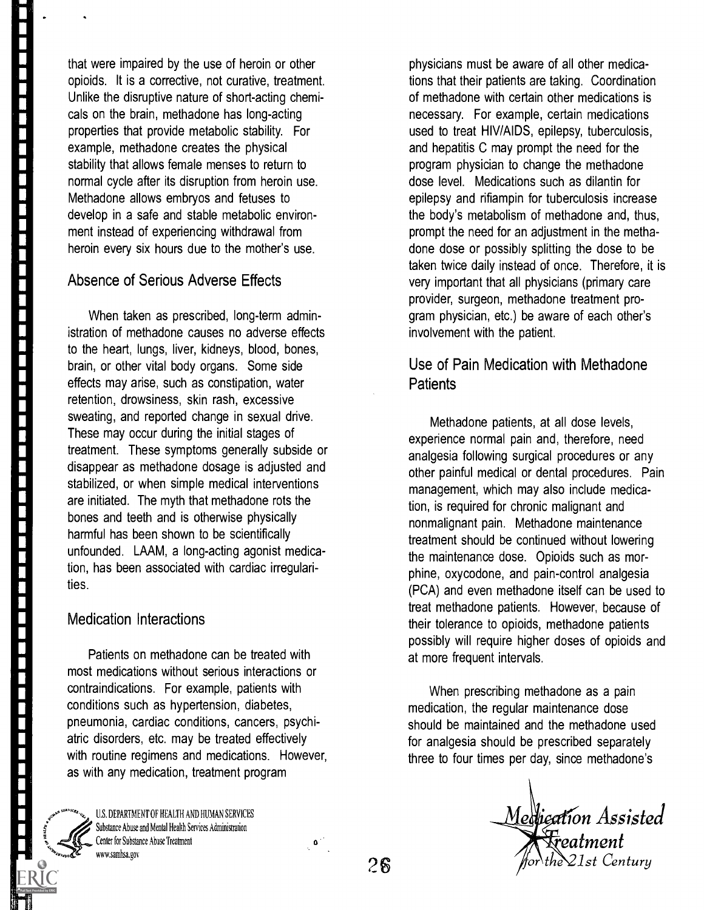that were impaired by the use of heroin or other opioids. It is a corrective, not curative, treatment. Unlike the disruptive nature of short-acting chemicals on the brain, methadone has long-acting properties that provide metabolic stability. For example, methadone creates the physical stability that allows female menses to return to normal cycle after its disruption from heroin use. Methadone allows embryos and fetuses to develop in a safe and stable metabolic environment instead of experiencing withdrawal from heroin every six hours due to the mother's use.

## Absence of Serious Adverse Effects

When taken as prescribed, long-term administration of methadone causes no adverse effects to the heart, lungs, liver, kidneys, blood, bones, brain, or other vital body organs. Some side effects may arise, such as constipation, water retention, drowsiness, skin rash, excessive sweating, and reported change in sexual drive. These may occur during the initial stages of treatment. These symptoms generally subside or disappear as methadone dosage is adjusted and stabilized, or when simple medical interventions are initiated. The myth that methadone rots the bones and teeth and is otherwise physically harmful has been shown to be scientifically unfounded. LAAM, a long-acting agonist medication, has been associated with cardiac irregularities.

## Medication Interactions

Patients on methadone can be treated with most medications without serious interactions or contraindications. For example, patients with conditions such as hypertension, diabetes, pneumonia, cardiac conditions, cancers, psychiatric disorders, etc. may be treated effectively with routine regimens and medications. However, as with any medication, treatment program physicians must be aware of all other medications that their patients are taking. Coordination of methadone with certain other medications is necessary. For example, certain medications used to treat HIV/AIDS, epilepsy, tuberculosis, and hepatitis C may prompt the need for the program physician to change the methadone dose level. Medications such as dilantin for epilepsy and rifiampin for tuberculosis increase the body's metabolism of methadone and, thus, prompt the need for an adjustment in the methadone dose or possibly splitting the dose to be taken twice daily instead of once. Therefore, it is very important that all physicians (primary care provider, surgeon, methadone treatment program physician, etc.) be aware of each other's involvement with the patient.

## Use of Pain Medication with Methadone Patients

Methadone patients, at all dose levels, experience normal pain and, therefore, need analgesia following surgical procedures or any other painful medical or dental procedures. Pain management, which may also include medication, is required for chronic malignant and nonmalignant pain. Methadone maintenance treatment should be continued without lowering the maintenance dose. Opioids such as morphine, oxycodone, and pain-control analgesia (PCA) and even methadone itself can be used to treat methadone patients. However, because of their tolerance to opioids, methadone patients possibly will require higher doses of opioids and at more frequent intervals.

When prescribing methadone as a pain medication, the regular maintenance dose should be maintained and the methadone used for analgesia should be prescribed separately three to four times per day, since methadone's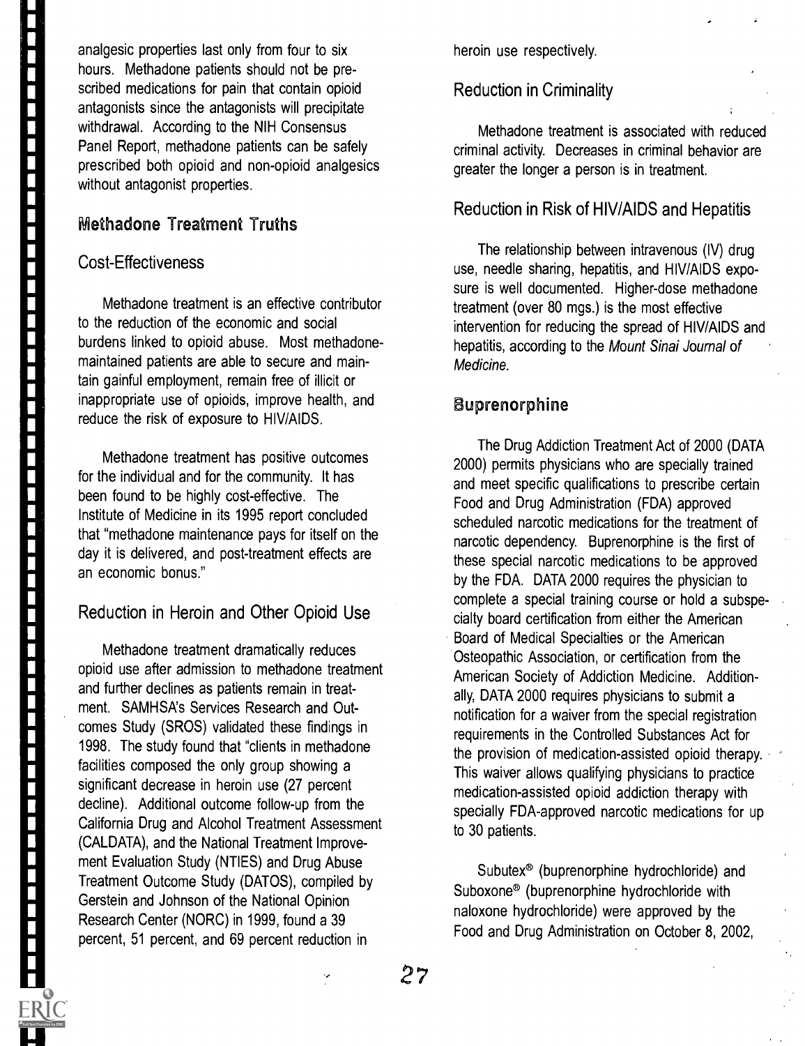analgesic properties last only from four to six hours. Methadone patients should not be prescribed medications for pain that contain opioid antagonists since the antagonists will precipitate withdrawal. According to the NIH Consensus Panel Report, methadone patients can be safely prescribed both opioid and non-opioid analgesics without antagonist properties.

## Methadone Treatment Truths

### Cost-Effectiveness

Methadone treatment is an effective contributor to the reduction of the economic and social burdens linked to opioid abuse. Most methadone-maintained patients are able to secure and maintain gainful employment, remain free of illicit or inappropriate use of opioids, improve health, and reduce the risk of exposure to HIV/AIDS.

Methadone treatment has positive outcomes for the individual and for the community. It has been found to be highly cost-effective. The Institute of Medicine in its 1995 report concluded that "methadone maintenance pays for itself on the day it is delivered, and post-treatment effects are an economic bonus."

### Reduction in Heroin and Other Opioid Use

Methadone treatment dramatically reduces opioid use after admission to methadone treatment and further declines as patients remain in treatment. SAMHSA's Services Research and Outcomes Study (SROS) validated these findings in 1998. The study found that "clients in methadone facilities composed the only group showing a significant decrease in heroin use (27 percent decline). Additional outcome follow-up from the California Drug and Alcohol Treatment Assessment (CALDATA), and the National Treatment Improvement Evaluation Study (NTIES) and Drug Abuse Treatment Outcome Study (DATOS), compiled by Gerstein and Johnson of the National Opinion Research Center (NORC) in 1999, found a 39 percent, 51 percent, and 69 percent reduction in heroin use respectively.

### Reduction in Criminality

Methadone treatment is associated with reduced criminal activity. Decreases in criminal behavior are greater the longer a person is in treatment.

### Reduction in Risk of HIV/AIDS and Hepatitis

The relationship between intravenous (IV) drug use, needle sharing, hepatitis, and HIV/AIDS exposure is well documented. Higher-dose methadone treatment (over 80 mgs.) is the most effective intervention for reducing the spread of HIV/AIDS and hepatitis, according to the *Mount Sinai Journal of Medicine*.

## Buprenorphine

The Drug Addiction Treatment Act of 2000 (DATA 2000) permits physicians who are specially trained and meet specific qualifications to prescribe certain Food and Drug Administration (FDA) approved scheduled narcotic medications for the treatment of narcotic dependency. Buprenorphine is the first of these special narcotic medications to be approved by the FDA. DATA 2000 requires the physician to complete a special training course or hold a subspecialty board certification from either the American Board of Medical Specialties or the American Osteopathic Association, or certification from the American Society of Addiction Medicine. Additionally, DATA 2000 requires physicians to submit a notification for a waiver from the special registration requirements in the Controlled Substances Act for the provision of medication-assisted opioid therapy. This waiver allows qualifying physicians to practice medication-assisted opioid addiction therapy with specially FDA-approved narcotic medications for up to 30 patients.

Subutex® (buprenorphine hydrochloride) and Suboxone® (buprenorphine hydrochloride with naloxone hydrochloride) were approved by the Food and Drug Administration on October 8, 2002,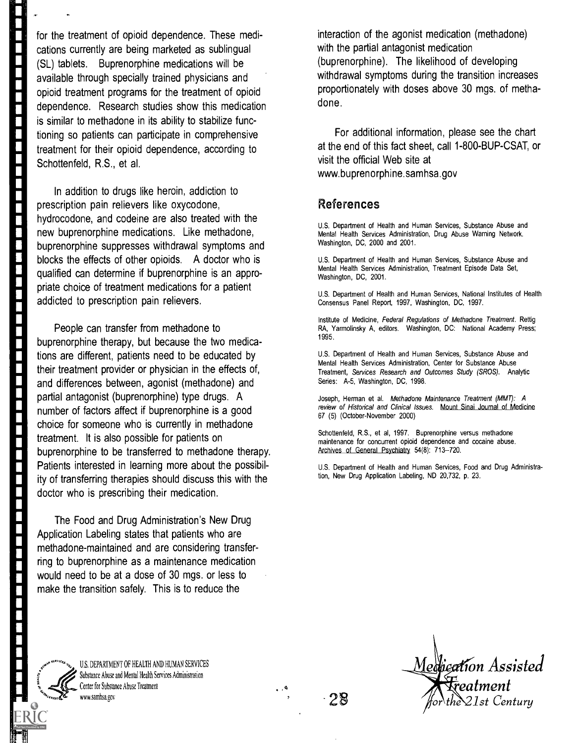for the treatment of opioid dependence. These medications currently are being marketed as sublingual (SL) tablets. Buprenorphine medications will be available through specially trained physicians and opioid treatment programs for the treatment of opioid dependence. Research studies show this medication is similar to methadone in its ability to stabilize functioning so patients can participate in comprehensive treatment for their opioid dependence, according to Schottenfeld, R.S., et al.

In addition to drugs like heroin, addiction to prescription pain relievers like oxycodone, hydrocodone, and codeine are also treated with the new buprenorphine medications. Like methadone, buprenorphine suppresses withdrawal symptoms and blocks the effects of other opioids. A doctor who is qualified can determine if buprenorphine is an appropriate choice of treatment medications for a patient addicted to prescription pain relievers.

People can transfer from methadone to buprenorphine therapy, but because the two medications are different, patients need to be educated by their treatment provider or physician in the effects of, and differences between, agonist (methadone) and partial antagonist (buprenorphine) type drugs. A number of factors affect if buprenorphine is a good choice for someone who is currently in methadone treatment. It is also possible for patients on buprenorphine to be transferred to methadone therapy. Patients interested in learning more about the possibility of transferring therapies should discuss this with the doctor who is prescribing their medication.

The Food and Drug Administration's New Drug Application Labeling states that patients who are methadone-maintained and are considering transferring to buprenorphine as a maintenance medication would need to be at a dose of 30 mgs. or less to make the transition safely. This is to reduce the interaction of the agonist medication (methadone) with the partial antagonist medication (buprenorphine). The likelihood of developing withdrawal symptoms during the transition increases proportionately with doses above 30 mgs. of methadone.

For additional information, please see the chart at the end of this fact sheet, call 1-800-BUP-CSAT, or visit the official Web site at www.buprenorphine.samhsa.gov

## References

U.S. Department of Health and Human Services, Substance Abuse and Mental Health Services Administration, Drug Abuse Warning Network. Washington, DC, 2000 and 2001.

U.S. Department of Health and Human Services, Substance Abuse and Mental Health Services Administration, Treatment Episode Data Set, Washington, DC, 2001.

U.S. Department of Health and Human Services, National Institutes of Health Consensus Panel Report, 1997, Washington, DC, 1997.

Institute of Medicine, *Federal Regulations of Methadone Treatment*. Rettig RA, Yarmolinsky A, editors. Washington, DC: National Academy Press; 1995.

U.S. Department of Health and Human Services, Substance Abuse and Mental Health Services Administration, Center for Substance Abuse Treatment, *Services Research and Outcomes Study (SROS)*. Analytic Series: A-5, Washington, DC, 1998.

Joseph, Herman et al. *Methadone Maintenance Treatment (MMT): A review of Historical and Clinical Issues.* Mount Sinai Journal of Medicine 67 (5) (October-November 2000)

Schottenfeld, R.S., et al, 1997. Buprenorphine versus methadone maintenance for concurrent opioid dependence and cocaine abuse. Archives of General Psychiatry 54(8): 713–720.

U.S. Department of Health and Human Services, Food and Drug Administration, New Drug Application Labeling, ND 20,732, p. 23.

U.S. DEPARTMENT OF HEALTH AND HUMAN SERVICES
Substance Abuse and Mental Health Services Administration
Center for Substance Abuse Treatment
www.samhsa.gov

*Medication Assisted Treatment for the 21st Century*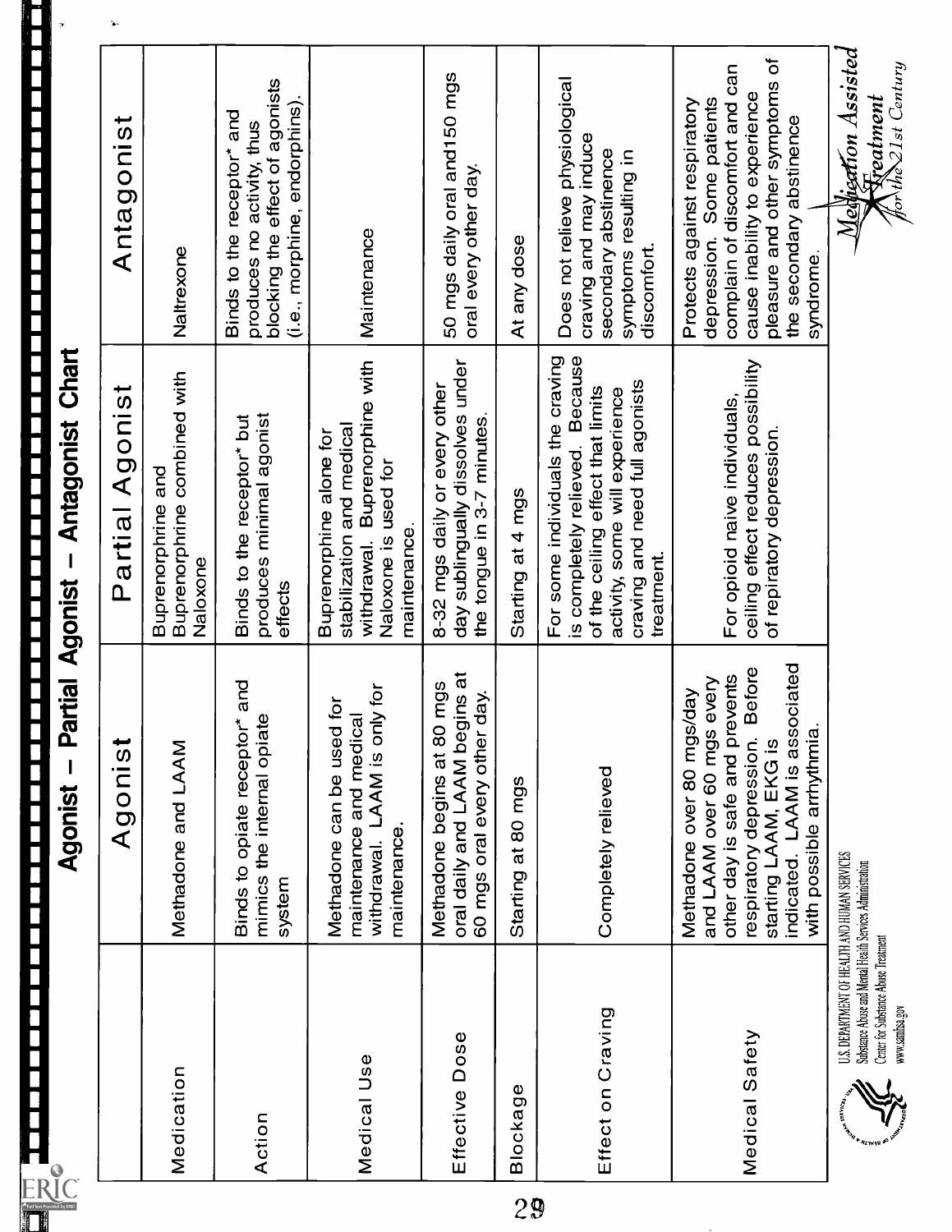# Agonist – Partial Agonist – Antagonist Chart

| | Agonist | Partial Agonist | Antagonist |
|---|---|---|---|
| Medication | Methadone and LAAM | Buprenorphine and Buprenorphine combined with Naloxone | Naltrexone |
| Action | Binds to opiate receptor* and mimics the internal opiate system | Binds to the receptor* but produces minimal agonist effects | Binds to the receptor* and produces no activity, thus blocking the effect of agonists (i.e., morphine, endorphins). |
| Medical Use | Methadone can be used for maintenance and medical withdrawal. LAAM is only for maintenance. | Buprenorphine alone for stabilization and medical withdrawal. Buprenorphine with Naloxone is used for maintenance. | Maintenance |
| Effective Dose | Methadone begins at 80 mgs oral daily and LAAM begins at 60 mgs oral every other day. | 8-32 mgs daily or every other day sublingually dissolves under the tongue in 3-7 minutes. | 50 mgs daily oral and150 mgs oral every other day. |
| Blockage | Starting at 80 mgs | Starting at 4 mgs | At any dose |
| Effect on Craving | Completely relieved | For some individuals the craving is completely relieved. Because of the ceiling effect that limits activity, some will experience craving and need full agonists treatment. | Does not relieve physiological craving and may induce secondary abstinence symptoms resulting in discomfort. |
| Medical Safety | Methadone over 80 mgs/day and LAAM over 60 mgs every other day is safe and prevents respiratory depression. Before starting LAAM, EKG is indicated. LAAM is associated with possible arrhythmia. | For opioid naive individuals, ceiling effect reduces possibility of repiratory depression. | Protects against respiratory depression. Some patients complain of discomfort and can cause inability to experience pleasure and other symptoms of the secondary abstinence syndrome. |

U.S. DEPARTMENT OF HEALTH AND HUMAN SERVICES
Substance Abuse and Mental Health Services Administration
Center for Substance Abuse Treatment
www.samhsa.gov

*Medication Assisted Treatment for the 21st Century*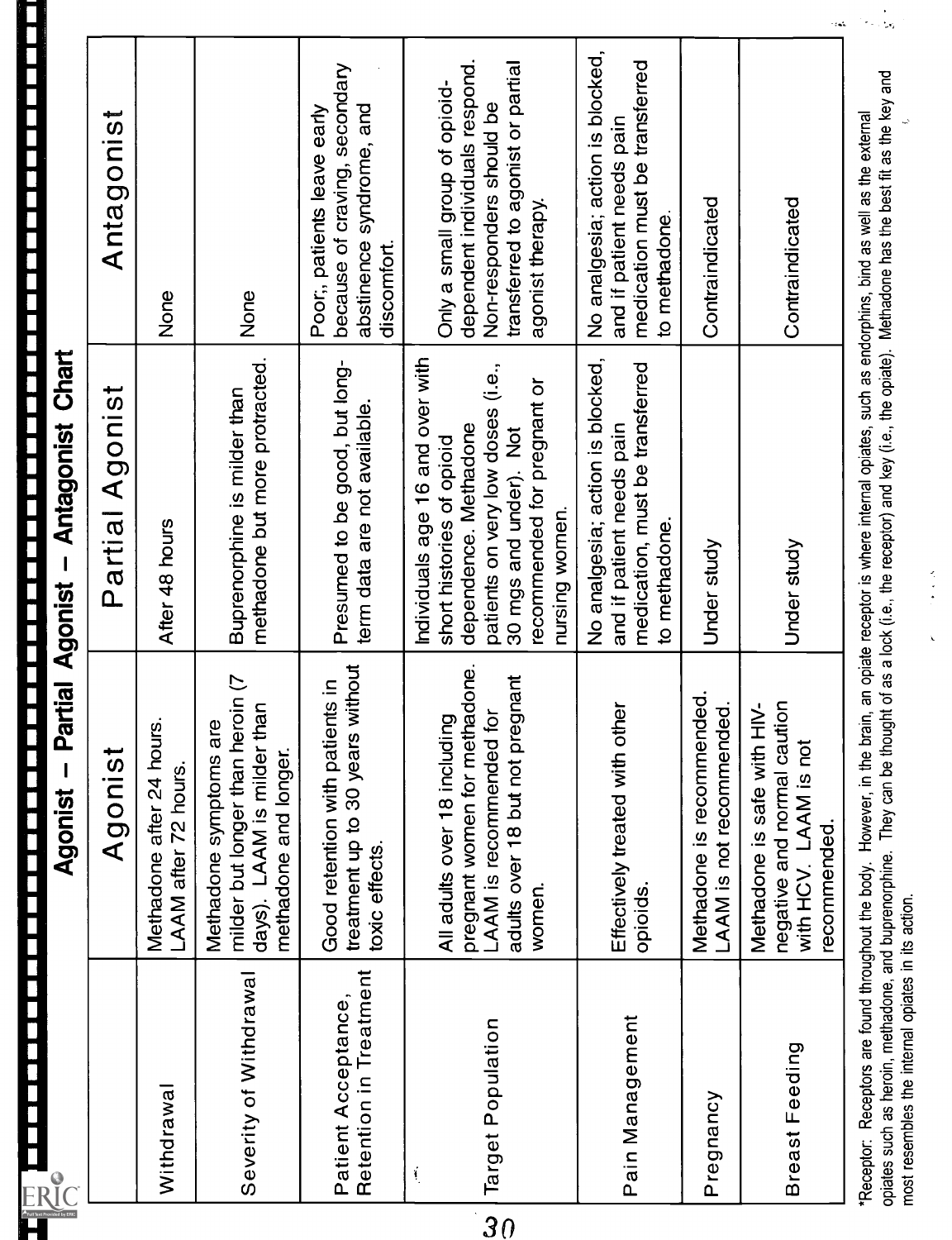# Agonist – Partial Agonist – Antagonist Chart

| | Agonist | Partial Agonist | Antagonist |
|---|---|---|---|
| Withdrawal | Methadone after 24 hours. LAAM after 72 hours. | After 48 hours | None |
| Severity of Withdrawal | Methadone symptoms are milder but longer than heroin (7 days). LAAM is milder than methadone and longer. | Buprenorphine is milder than methadone but more protracted. | None |
| Patient Acceptance, Retention in Treatment | Good retention with patients in treatment up to 30 years without toxic effects. | Presumed to be good, but long-term data are not available. | Poor;, patients leave early because of craving, secondary abstinence syndrome, and discomfort. |
| Target Population | All adults over 18 including pregnant women for methadone. LAAM is recommended for adults over 18 but not pregnant women. | Individuals age 16 and over with short histories of opioid dependence. Methadone patients on very low doses (i.e., 30 mgs and under). Not recommended for pregnant or nursing women. | Only a small group of opioid-dependent individuals respond. Non-responders should be transferred to agonist or partial agonist therapy. |
| Pain Management | Effectively treated with other opioids. | No analgesia; action is blocked, and if patient needs pain medication, must be transferred to methadone. | No analgesia; action is blocked, and if patient needs pain medication must be transferred to methadone. |
| Pregnancy | Methadone is recommended. LAAM is not recommended. | Under study | Contraindicated |
| Breast Feeding | Methadone is safe with HIV-negative and normal caution with HCV. LAAM is not recommended. | Under study | Contraindicated |

*Receptor: Receptors are found throughout the body. However, in the brain, an opiate receptor is where internal opiates, such as endorphins, bind as well as the external opiates such as heroin, methadone, and buprenorphine. They can be thought of as a lock (i.e., the receptor) and key (i.e., the opiate). Methadone has the best fit as the key and most resembles the internal opiates in its action.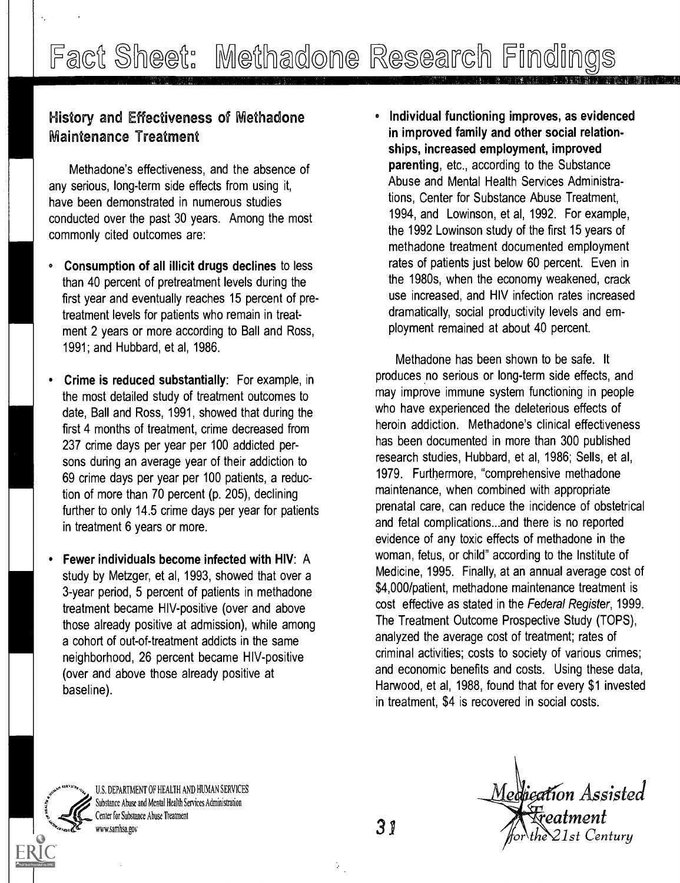# Fact Sheet: Methadone Research Findings

## History and Effectiveness of Methadone Maintenance Treatment

Methadone's effectiveness, and the absence of any serious, long-term side effects from using it, have been demonstrated in numerous studies conducted over the past 30 years. Among the most commonly cited outcomes are:

- **Consumption of all illicit drugs declines** to less than 40 percent of pretreatment levels during the first year and eventually reaches 15 percent of pre-treatment levels for patients who remain in treatment 2 years or more according to Ball and Ross, 1991; and Hubbard, et al, 1986.
- **Crime is reduced substantially**: For example, in the most detailed study of treatment outcomes to date, Ball and Ross, 1991, showed that during the first 4 months of treatment, crime decreased from 237 crime days per year per 100 addicted persons during an average year of their addiction to 69 crime days per year per 100 patients, a reduction of more than 70 percent (p. 205), declining further to only 14.5 crime days per year for patients in treatment 6 years or more.
- **Fewer individuals become infected with HIV**: A study by Metzger, et al, 1993, showed that over a 3-year period, 5 percent of patients in methadone treatment became HIV-positive (over and above those already positive at admission), while among a cohort of out-of-treatment addicts in the same neighborhood, 26 percent became HIV-positive (over and above those already positive at baseline).
- **Individual functioning improves, as evidenced in improved family and other social relationships, increased employment, improved parenting**, etc., according to the Substance Abuse and Mental Health Services Administrations, Center for Substance Abuse Treatment, 1994, and Lowinson, et al, 1992. For example, the 1992 Lowinson study of the first 15 years of methadone treatment documented employment rates of patients just below 60 percent. Even in the 1980s, when the economy weakened, crack use increased, and HIV infection rates increased dramatically, social productivity levels and employment remained at about 40 percent.

Methadone has been shown to be safe. It produces no serious or long-term side effects, and may improve immune system functioning in people who have experienced the deleterious effects of heroin addiction. Methadone's clinical effectiveness has been documented in more than 300 published research studies, Hubbard, et al, 1986; Sells, et al, 1979. Furthermore, "comprehensive methadone maintenance, when combined with appropriate prenatal care, can reduce the incidence of obstetrical and fetal complications...and there is no reported evidence of any toxic effects of methadone in the woman, fetus, or child" according to the Institute of Medicine, 1995. Finally, at an annual average cost of $4,000/patient, methadone maintenance treatment is cost effective as stated in the *Federal Register*, 1999. The Treatment Outcome Prospective Study (TOPS), analyzed the average cost of treatment; rates of criminal activities; costs to society of various crimes; and economic benefits and costs. Using these data, Harwood, et al, 1988, found that for every $1 invested in treatment, $4 is recovered in social costs.

U.S. DEPARTMENT OF HEALTH AND HUMAN SERVICES
Substance Abuse and Mental Health Services Administration
Center for Substance Abuse Treatment
www.samhsa.gov

*Medication Assisted Treatment for the 21st Century*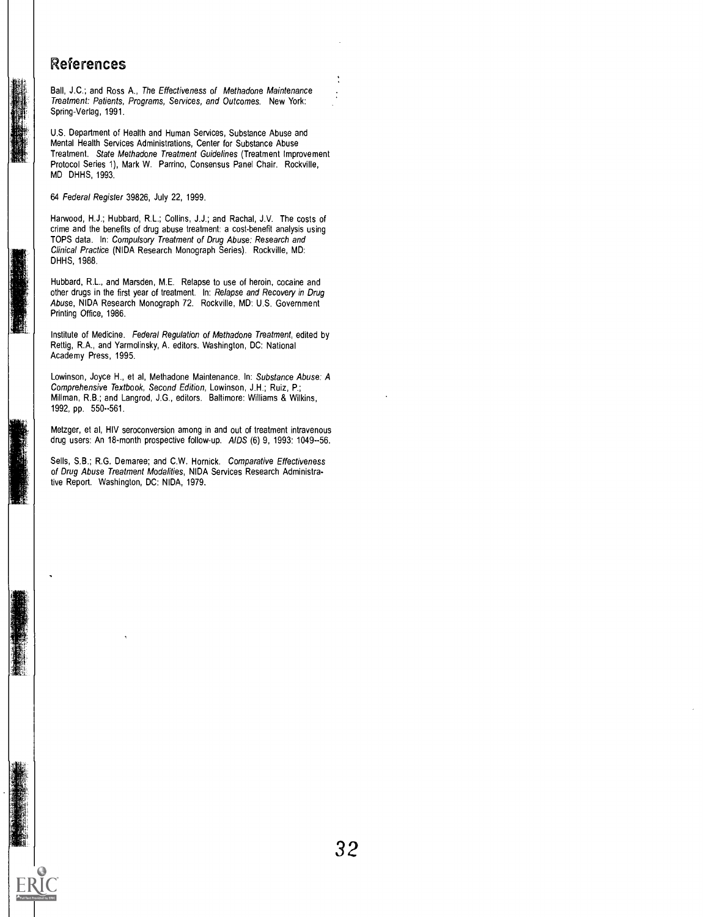## References

Ball, J.C.; and Ross A., *The Effectiveness of Methadone Maintenance Treatment: Patients, Programs, Services, and Outcomes*. New York: Spring-Verlag, 1991.

U.S. Department of Health and Human Services, Substance Abuse and Mental Health Services Administrations, Center for Substance Abuse Treatment. *State Methadone Treatment Guidelines* (Treatment Improvement Protocol Series 1), Mark W. Parrino, Consensus Panel Chair. Rockville, MD DHHS, 1993.

64 *Federal Register* 39826, July 22, 1999.

Harwood, H.J.; Hubbard, R.L.; Collins, J.J.; and Rachal, J.V. The costs of crime and the benefits of drug abuse treatment: a cost-benefit analysis using TOPS data. In: *Compulsory Treatment of Drug Abuse: Research and Clinical Practice* (NIDA Research Monograph Series). Rockville, MD: DHHS, 1988.

Hubbard, R.L., and Marsden, M.E. Relapse to use of heroin, cocaine and other drugs in the first year of treatment. In: *Relapse and Recovery in Drug Abuse*, NIDA Research Monograph 72. Rockville, MD: U.S. Government Printing Office, 1986.

Institute of Medicine. *Federal Regulation of Methadone Treatment*, edited by Rettig, R.A., and Yarmolinsky, A. editors. Washington, DC: National Academy Press, 1995.

Lowinson, Joyce H., et al, Methadone Maintenance. In: *Substance Abuse: A Comprehensive Textbook, Second Edition*, Lowinson, J.H.; Ruiz, P.; Millman, R.B.; and Langrod, J.G., editors. Baltimore: Williams & Wilkins, 1992, pp. 550--561.

Metzger, et al, HIV seroconversion among in and out of treatment intravenous drug users: An 18-month prospective follow-up. *AIDS* (6) 9, 1993: 1049--56.

Sells, S.B.; R.G. Demaree; and C.W. Hornick. *Comparative Effectiveness of Drug Abuse Treatment Modalities*, NIDA Services Research Administrative Report. Washington, DC: NIDA, 1979.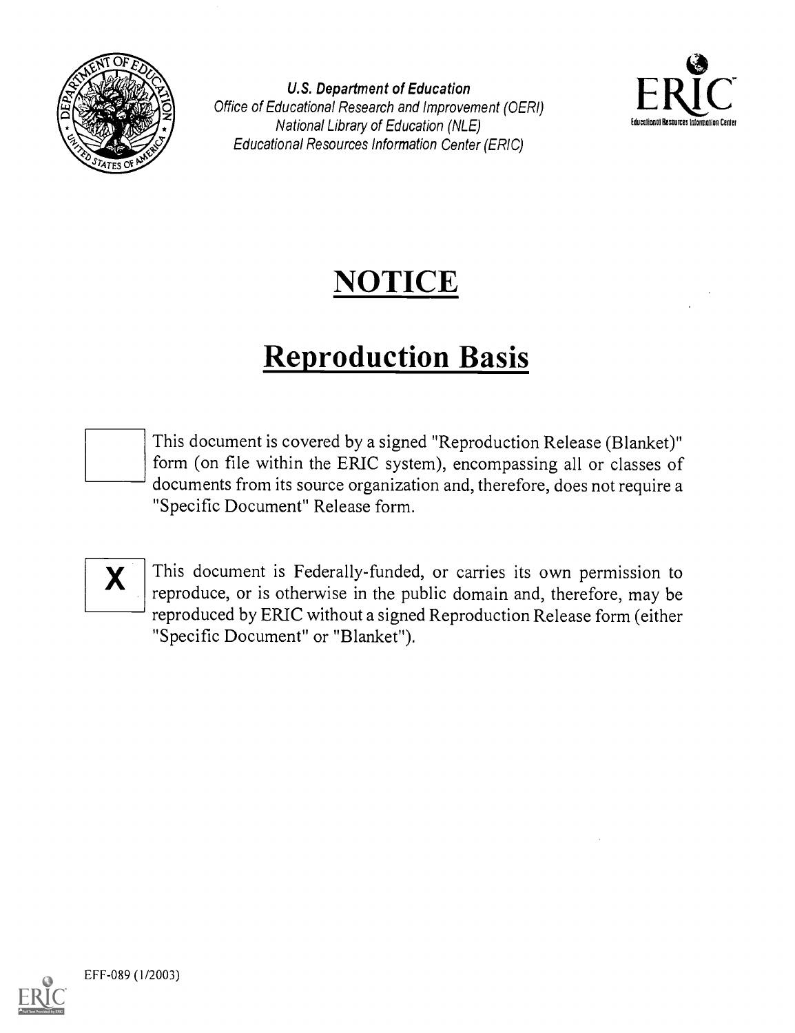*U.S. Department of Education*
*Office of Educational Research and Improvement (OERI)*
*National Library of Education (NLE)*
*Educational Resources Information Center (ERIC)*

# NOTICE

# Reproduction Basis

☐ This document is covered by a signed "Reproduction Release (Blanket)" form (on file within the ERIC system), encompassing all or classes of documents from its source organization and, therefore, does not require a "Specific Document" Release form.

☒ This document is Federally-funded, or carries its own permission to reproduce, or is otherwise in the public domain and, therefore, may be reproduced by ERIC without a signed Reproduction Release form (either "Specific Document" or "Blanket").

EFF-089 (1/2003)